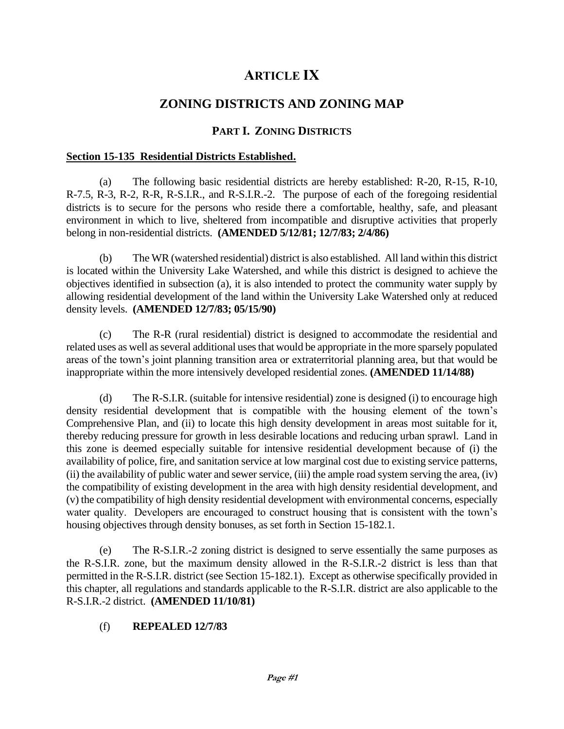# ARTICLE IX

## ZONING DISTRICTS AND ZONING MAP

### PART I. ZONING DISTRICTS

**Section 15-135 Residential Districts Established.**

(a) The following basic residential districts are hereby established: R-20, R-15, R-10, R-7.5, R-3, R-2, R-R, R-S.I.R., and R-S.I.R.-2. The purpose of each of the foregoing residential districts is to secure for the persons who reside there a comfortable, healthy, safe, and pleasant environment in which to live, sheltered from incompatible and disruptive activities that properly belong in non-residential districts. **(AMENDED 5/12/81; 12/7/83; 2/4/86)**

(b) The WR (watershed residential) district is also established. All land within this district is located within the University Lake Watershed, and while this district is designed to achieve the objectives identified in subsection (a), it is also intended to protect the community water supply by allowing residential development of the land within the University Lake Watershed only at reduced density levels. **(AMENDED 12/7/83; 05/15/90)**

(c) The R-R (rural residential) district is designed to accommodate the residential and related uses as well as several additional uses that would be appropriate in the more sparsely populated areas of the town's joint planning transition area or extraterritorial planning area, but that would be inappropriate within the more intensively developed residential zones. **(AMENDED 11/14/88)**

(d) The R-S.I.R. (suitable for intensive residential) zone is designed (i) to encourage high density residential development that is compatible with the housing element of the town's Comprehensive Plan, and (ii) to locate this high density development in areas most suitable for it, thereby reducing pressure for growth in less desirable locations and reducing urban sprawl. Land in this zone is deemed especially suitable for intensive residential development because of (i) the availability of police, fire, and sanitation service at low marginal cost due to existing service patterns, (ii) the availability of public water and sewer service, (iii) the ample road system serving the area, (iv) the compatibility of existing development in the area with high density residential development, and (v) the compatibility of high density residential development with environmental concerns, especially water quality. Developers are encouraged to construct housing that is consistent with the town's housing objectives through density bonuses, as set forth in Section 15-182.1.

(e) The R-S.I.R.-2 zoning district is designed to serve essentially the same purposes as the R-S.I.R. zone, but the maximum density allowed in the R-S.I.R.-2 district is less than that permitted in the R-S.I.R. district (see Section 15-182.1). Except as otherwise specifically provided in this chapter, all regulations and standards applicable to the R-S.I.R. district are also applicable to the R-S.I.R.-2 district. **(AMENDED 11/10/81)**

(f) **REPEALED 12/7/83**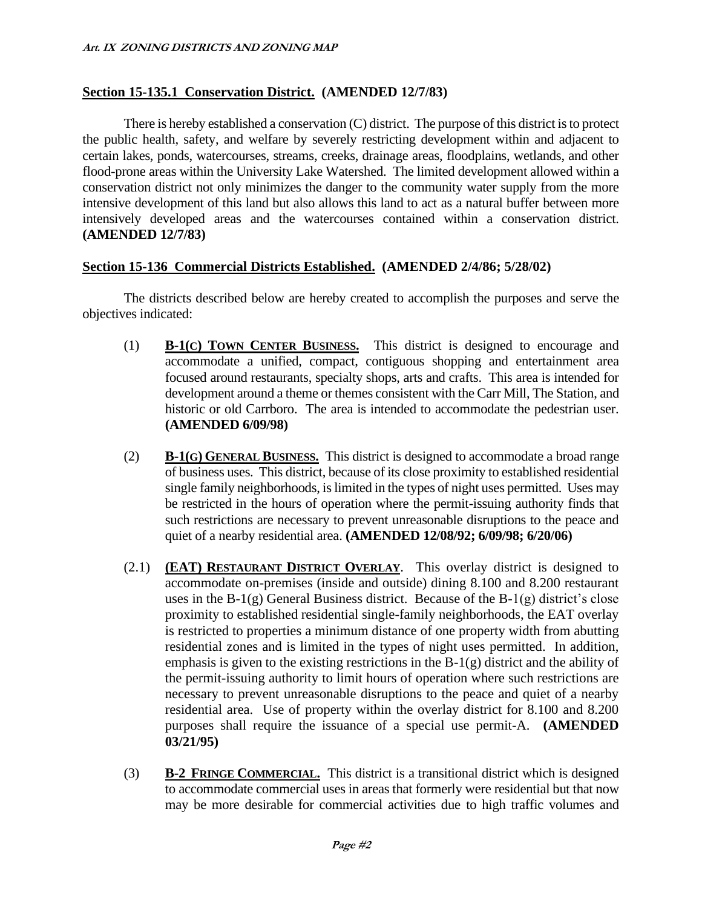**Section 15-135.1 Conservation District. (AMENDED 12/7/83)**

There is hereby established a conservation (C) district. The purpose of this district is to protect the public health, safety, and welfare by severely restricting development within and adjacent to certain lakes, ponds, watercourses, streams, creeks, drainage areas, floodplains, wetlands, and other flood-prone areas within the University Lake Watershed. The limited development allowed within a conservation district not only minimizes the danger to the community water supply from the more intensive development of this land but also allows this land to act as a natural buffer between more intensively developed areas and the watercourses contained within a conservation district. **(AMENDED 12/7/83)**

**Section 15-136 Commercial Districts Established. (AMENDED 2/4/86; 5/28/02)**

The districts described below are hereby created to accomplish the purposes and serve the objectives indicated:

(1) **B-1(C) TOWN CENTER BUSINESS.** This district is designed to encourage and accommodate a unified, compact, contiguous shopping and entertainment area focused around restaurants, specialty shops, arts and crafts. This area is intended for development around a theme or themes consistent with the Carr Mill, The Station, and historic or old Carrboro. The area is intended to accommodate the pedestrian user. **(AMENDED 6/09/98)**

(2) **B-1(G) GENERAL BUSINESS.** This district is designed to accommodate a broad range of business uses. This district, because of its close proximity to established residential single family neighborhoods, is limited in the types of night uses permitted. Uses may be restricted in the hours of operation where the permit-issuing authority finds that such restrictions are necessary to prevent unreasonable disruptions to the peace and quiet of a nearby residential area. **(AMENDED 12/08/92; 6/09/98; 6/20/06)**

(2.1) **(EAT) RESTAURANT DISTRICT OVERLAY.** This overlay district is designed to accommodate on-premises (inside and outside) dining 8.100 and 8.200 restaurant uses in the B-1(g) General Business district. Because of the B-1(g) district's close proximity to established residential single-family neighborhoods, the EAT overlay is restricted to properties a minimum distance of one property width from abutting residential zones and is limited in the types of night uses permitted. In addition, emphasis is given to the existing restrictions in the B-1(g) district and the ability of the permit-issuing authority to limit hours of operation where such restrictions are necessary to prevent unreasonable disruptions to the peace and quiet of a nearby residential area. Use of property within the overlay district for 8.100 and 8.200 purposes shall require the issuance of a special use permit-A. **(AMENDED 03/21/95)**

(3) **B-2 FRINGE COMMERCIAL.** This district is a transitional district which is designed to accommodate commercial uses in areas that formerly were residential but that now may be more desirable for commercial activities due to high traffic volumes and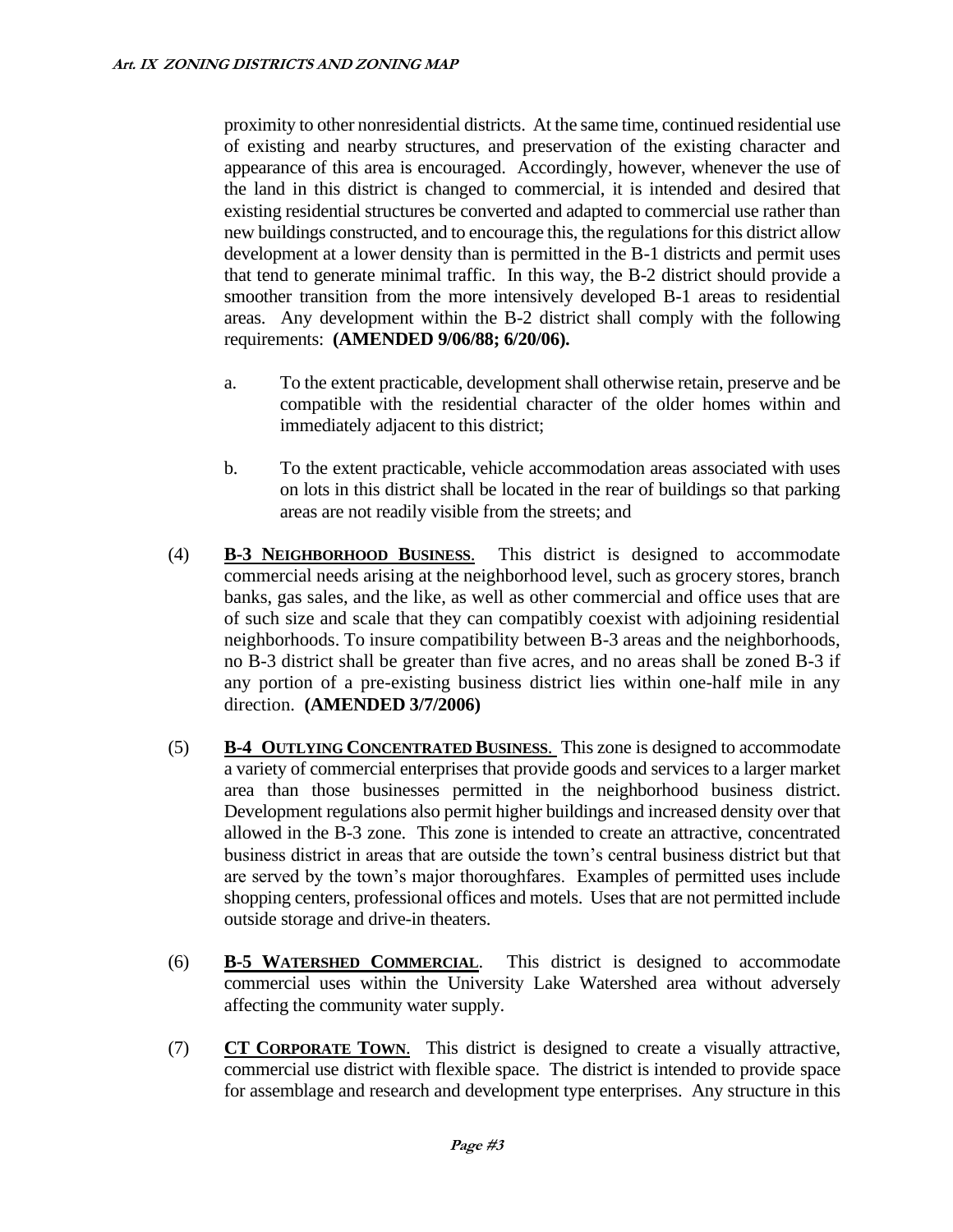proximity to other nonresidential districts. At the same time, continued residential use of existing and nearby structures, and preservation of the existing character and appearance of this area is encouraged. Accordingly, however, whenever the use of the land in this district is changed to commercial, it is intended and desired that existing residential structures be converted and adapted to commercial use rather than new buildings constructed, and to encourage this, the regulations for this district allow development at a lower density than is permitted in the B-1 districts and permit uses that tend to generate minimal traffic. In this way, the B-2 district should provide a smoother transition from the more intensively developed B-1 areas to residential areas. Any development within the B-2 district shall comply with the following requirements: **(AMENDED 9/06/88; 6/20/06).**

a. To the extent practicable, development shall otherwise retain, preserve and be compatible with the residential character of the older homes within and immediately adjacent to this district;

b. To the extent practicable, vehicle accommodation areas associated with uses on lots in this district shall be located in the rear of buildings so that parking areas are not readily visible from the streets; and

(4) **B-3 NEIGHBORHOOD BUSINESS**. This district is designed to accommodate commercial needs arising at the neighborhood level, such as grocery stores, branch banks, gas sales, and the like, as well as other commercial and office uses that are of such size and scale that they can compatibly coexist with adjoining residential neighborhoods. To insure compatibility between B-3 areas and the neighborhoods, no B-3 district shall be greater than five acres, and no areas shall be zoned B-3 if any portion of a pre-existing business district lies within one-half mile in any direction. **(AMENDED 3/7/2006)**

(5) **B-4 OUTLYING CONCENTRATED BUSINESS**. This zone is designed to accommodate a variety of commercial enterprises that provide goods and services to a larger market area than those businesses permitted in the neighborhood business district. Development regulations also permit higher buildings and increased density over that allowed in the B-3 zone. This zone is intended to create an attractive, concentrated business district in areas that are outside the town's central business district but that are served by the town's major thoroughfares. Examples of permitted uses include shopping centers, professional offices and motels. Uses that are not permitted include outside storage and drive-in theaters.

(6) **B-5 WATERSHED COMMERCIAL**. This district is designed to accommodate commercial uses within the University Lake Watershed area without adversely affecting the community water supply.

(7) **CT CORPORATE TOWN**. This district is designed to create a visually attractive, commercial use district with flexible space. The district is intended to provide space for assemblage and research and development type enterprises. Any structure in this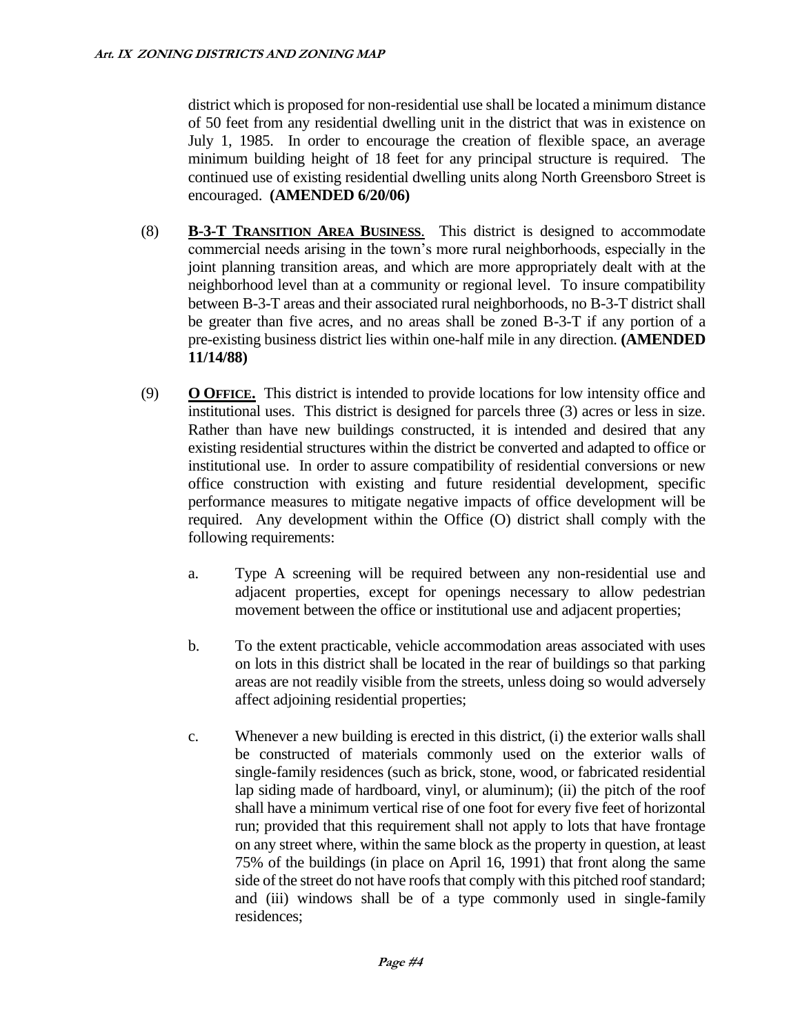district which is proposed for non-residential use shall be located a minimum distance of 50 feet from any residential dwelling unit in the district that was in existence on July 1, 1985. In order to encourage the creation of flexible space, an average minimum building height of 18 feet for any principal structure is required. The continued use of existing residential dwelling units along North Greensboro Street is encouraged. **(AMENDED 6/20/06)**

(8) **B-3-T TRANSITION AREA BUSINESS**. This district is designed to accommodate commercial needs arising in the town's more rural neighborhoods, especially in the joint planning transition areas, and which are more appropriately dealt with at the neighborhood level than at a community or regional level. To insure compatibility between B-3-T areas and their associated rural neighborhoods, no B-3-T district shall be greater than five acres, and no areas shall be zoned B-3-T if any portion of a pre-existing business district lies within one-half mile in any direction. **(AMENDED 11/14/88)**

(9) **O OFFICE.** This district is intended to provide locations for low intensity office and institutional uses. This district is designed for parcels three (3) acres or less in size. Rather than have new buildings constructed, it is intended and desired that any existing residential structures within the district be converted and adapted to office or institutional use. In order to assure compatibility of residential conversions or new office construction with existing and future residential development, specific performance measures to mitigate negative impacts of office development will be required. Any development within the Office (O) district shall comply with the following requirements:

a. Type A screening will be required between any non-residential use and adjacent properties, except for openings necessary to allow pedestrian movement between the office or institutional use and adjacent properties;

b. To the extent practicable, vehicle accommodation areas associated with uses on lots in this district shall be located in the rear of buildings so that parking areas are not readily visible from the streets, unless doing so would adversely affect adjoining residential properties;

c. Whenever a new building is erected in this district, (i) the exterior walls shall be constructed of materials commonly used on the exterior walls of single-family residences (such as brick, stone, wood, or fabricated residential lap siding made of hardboard, vinyl, or aluminum); (ii) the pitch of the roof shall have a minimum vertical rise of one foot for every five feet of horizontal run; provided that this requirement shall not apply to lots that have frontage on any street where, within the same block as the property in question, at least 75% of the buildings (in place on April 16, 1991) that front along the same side of the street do not have roofs that comply with this pitched roof standard; and (iii) windows shall be of a type commonly used in single-family residences;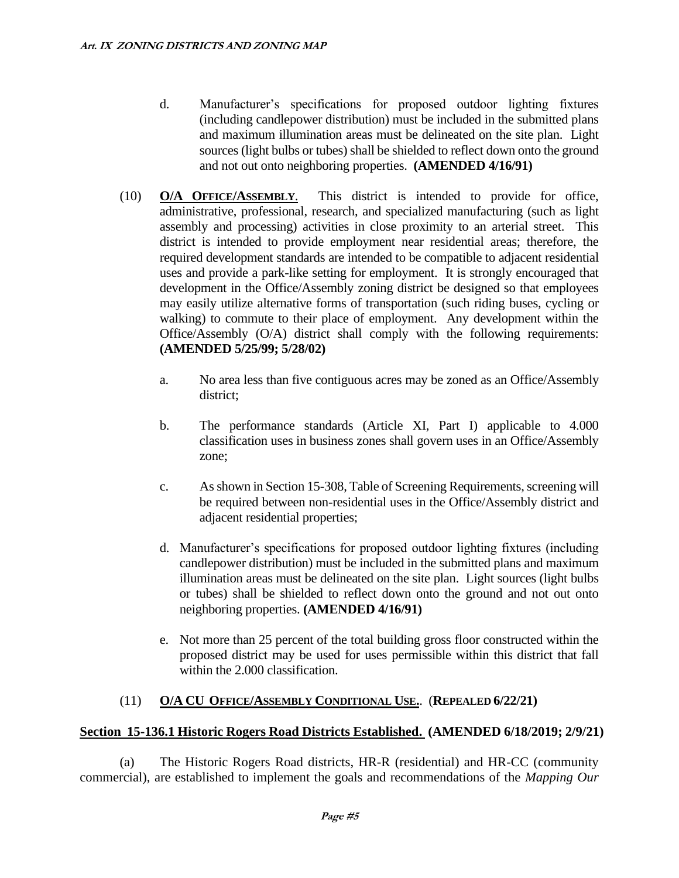d. Manufacturer's specifications for proposed outdoor lighting fixtures (including candlepower distribution) must be included in the submitted plans and maximum illumination areas must be delineated on the site plan. Light sources (light bulbs or tubes) shall be shielded to reflect down onto the ground and not out onto neighboring properties. **(AMENDED 4/16/91)**

(10) **O/A OFFICE/ASSEMBLY**. This district is intended to provide for office, administrative, professional, research, and specialized manufacturing (such as light assembly and processing) activities in close proximity to an arterial street. This district is intended to provide employment near residential areas; therefore, the required development standards are intended to be compatible to adjacent residential uses and provide a park-like setting for employment. It is strongly encouraged that development in the Office/Assembly zoning district be designed so that employees may easily utilize alternative forms of transportation (such riding buses, cycling or walking) to commute to their place of employment. Any development within the Office/Assembly (O/A) district shall comply with the following requirements: **(AMENDED 5/25/99; 5/28/02)**

a. No area less than five contiguous acres may be zoned as an Office/Assembly district;

b. The performance standards (Article XI, Part I) applicable to 4.000 classification uses in business zones shall govern uses in an Office/Assembly zone;

c. As shown in Section 15-308, Table of Screening Requirements, screening will be required between non-residential uses in the Office/Assembly district and adjacent residential properties;

d. Manufacturer's specifications for proposed outdoor lighting fixtures (including candlepower distribution) must be included in the submitted plans and maximum illumination areas must be delineated on the site plan. Light sources (light bulbs or tubes) shall be shielded to reflect down onto the ground and not out onto neighboring properties. **(AMENDED 4/16/91)**

e. Not more than 25 percent of the total building gross floor constructed within the proposed district may be used for uses permissible within this district that fall within the 2.000 classification.

(11) **O/A CU OFFICE/ASSEMBLY CONDITIONAL USE.**. **(REPEALED 6/22/21)**

**Section 15-136.1 Historic Rogers Road Districts Established. (AMENDED 6/18/2019; 2/9/21)**

(a) The Historic Rogers Road districts, HR-R (residential) and HR-CC (community commercial), are established to implement the goals and recommendations of the *Mapping Our*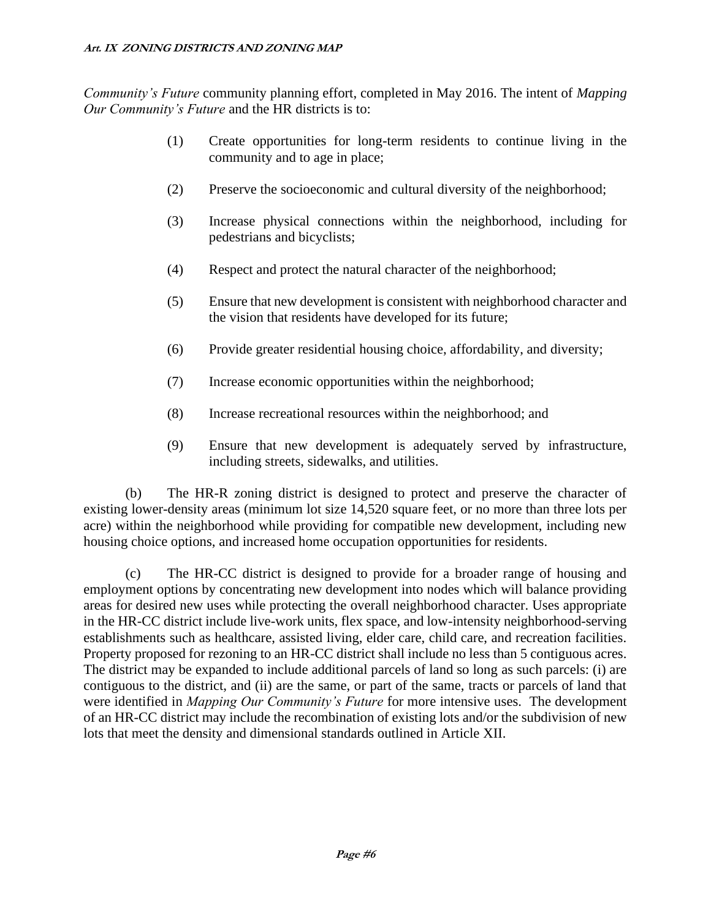*Community's Future* community planning effort, completed in May 2016. The intent of *Mapping Our Community's Future* and the HR districts is to:

(1) Create opportunities for long-term residents to continue living in the community and to age in place;

(2) Preserve the socioeconomic and cultural diversity of the neighborhood;

(3) Increase physical connections within the neighborhood, including for pedestrians and bicyclists;

(4) Respect and protect the natural character of the neighborhood;

(5) Ensure that new development is consistent with neighborhood character and the vision that residents have developed for its future;

(6) Provide greater residential housing choice, affordability, and diversity;

(7) Increase economic opportunities within the neighborhood;

(8) Increase recreational resources within the neighborhood; and

(9) Ensure that new development is adequately served by infrastructure, including streets, sidewalks, and utilities.

(b) The HR-R zoning district is designed to protect and preserve the character of existing lower-density areas (minimum lot size 14,520 square feet, or no more than three lots per acre) within the neighborhood while providing for compatible new development, including new housing choice options, and increased home occupation opportunities for residents.

(c) The HR-CC district is designed to provide for a broader range of housing and employment options by concentrating new development into nodes which will balance providing areas for desired new uses while protecting the overall neighborhood character. Uses appropriate in the HR-CC district include live-work units, flex space, and low-intensity neighborhood-serving establishments such as healthcare, assisted living, elder care, child care, and recreation facilities. Property proposed for rezoning to an HR-CC district shall include no less than 5 contiguous acres. The district may be expanded to include additional parcels of land so long as such parcels: (i) are contiguous to the district, and (ii) are the same, or part of the same, tracts or parcels of land that were identified in *Mapping Our Community's Future* for more intensive uses. The development of an HR-CC district may include the recombination of existing lots and/or the subdivision of new lots that meet the density and dimensional standards outlined in Article XII.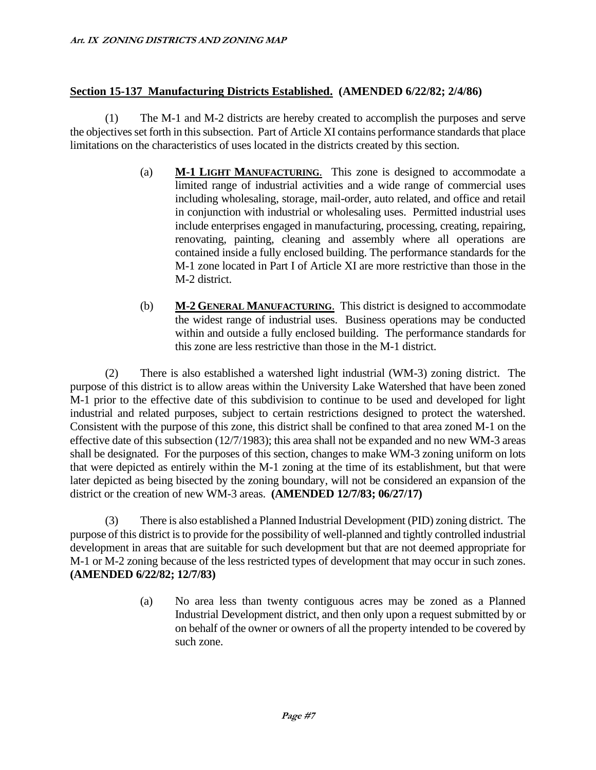**Section 15-137 Manufacturing Districts Established. (AMENDED 6/22/82; 2/4/86)**

(1) The M-1 and M-2 districts are hereby created to accomplish the purposes and serve the objectives set forth in this subsection. Part of Article XI contains performance standards that place limitations on the characteristics of uses located in the districts created by this section.

> (a) **M-1 LIGHT MANUFACTURING.** This zone is designed to accommodate a limited range of industrial activities and a wide range of commercial uses including wholesaling, storage, mail-order, auto related, and office and retail in conjunction with industrial or wholesaling uses. Permitted industrial uses include enterprises engaged in manufacturing, processing, creating, repairing, renovating, painting, cleaning and assembly where all operations are contained inside a fully enclosed building. The performance standards for the M-1 zone located in Part I of Article XI are more restrictive than those in the M-2 district.
>
> (b) **M-2 GENERAL MANUFACTURING.** This district is designed to accommodate the widest range of industrial uses. Business operations may be conducted within and outside a fully enclosed building. The performance standards for this zone are less restrictive than those in the M-1 district.

(2) There is also established a watershed light industrial (WM-3) zoning district. The purpose of this district is to allow areas within the University Lake Watershed that have been zoned M-1 prior to the effective date of this subdivision to continue to be used and developed for light industrial and related purposes, subject to certain restrictions designed to protect the watershed. Consistent with the purpose of this zone, this district shall be confined to that area zoned M-1 on the effective date of this subsection (12/7/1983); this area shall not be expanded and no new WM-3 areas shall be designated. For the purposes of this section, changes to make WM-3 zoning uniform on lots that were depicted as entirely within the M-1 zoning at the time of its establishment, but that were later depicted as being bisected by the zoning boundary, will not be considered an expansion of the district or the creation of new WM-3 areas. **(AMENDED 12/7/83; 06/27/17)**

(3) There is also established a Planned Industrial Development (PID) zoning district. The purpose of this district is to provide for the possibility of well-planned and tightly controlled industrial development in areas that are suitable for such development but that are not deemed appropriate for M-1 or M-2 zoning because of the less restricted types of development that may occur in such zones. **(AMENDED 6/22/82; 12/7/83)**

> (a) No area less than twenty contiguous acres may be zoned as a Planned Industrial Development district, and then only upon a request submitted by or on behalf of the owner or owners of all the property intended to be covered by such zone.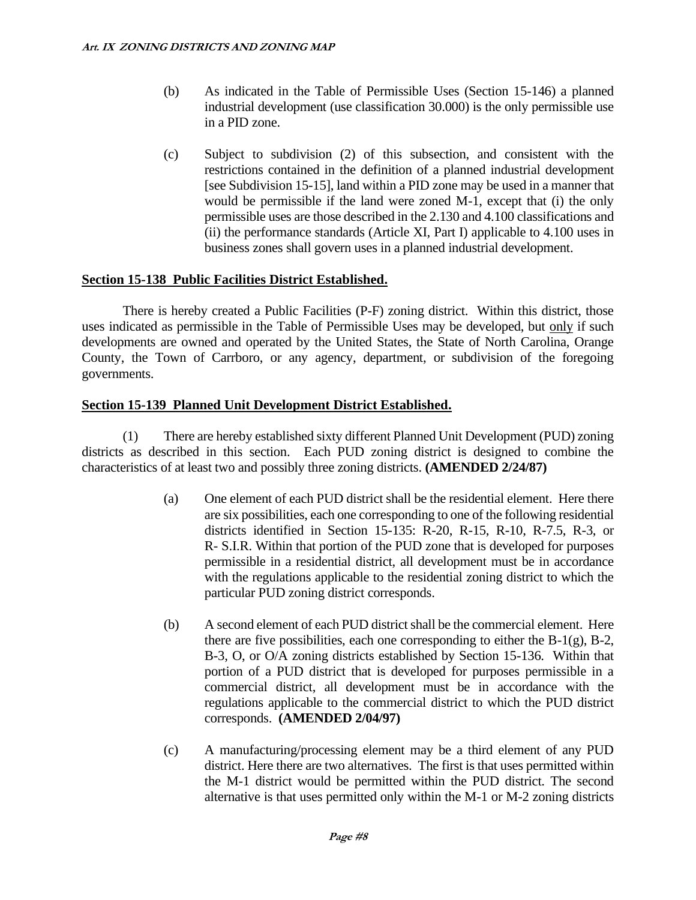(b) As indicated in the Table of Permissible Uses (Section 15-146) a planned industrial development (use classification 30.000) is the only permissible use in a PID zone.

(c) Subject to subdivision (2) of this subsection, and consistent with the restrictions contained in the definition of a planned industrial development [see Subdivision 15-15], land within a PID zone may be used in a manner that would be permissible if the land were zoned M-1, except that (i) the only permissible uses are those described in the 2.130 and 4.100 classifications and (ii) the performance standards (Article XI, Part I) applicable to 4.100 uses in business zones shall govern uses in a planned industrial development.

## Section 15-138 Public Facilities District Established.

There is hereby created a Public Facilities (P-F) zoning district. Within this district, those uses indicated as permissible in the Table of Permissible Uses may be developed, but only if such developments are owned and operated by the United States, the State of North Carolina, Orange County, the Town of Carrboro, or any agency, department, or subdivision of the foregoing governments.

## Section 15-139 Planned Unit Development District Established.

(1) There are hereby established sixty different Planned Unit Development (PUD) zoning districts as described in this section. Each PUD zoning district is designed to combine the characteristics of at least two and possibly three zoning districts. **(AMENDED 2/24/87)**

(a) One element of each PUD district shall be the residential element. Here there are six possibilities, each one corresponding to one of the following residential districts identified in Section 15-135: R-20, R-15, R-10, R-7.5, R-3, or R- S.I.R. Within that portion of the PUD zone that is developed for purposes permissible in a residential district, all development must be in accordance with the regulations applicable to the residential zoning district to which the particular PUD zoning district corresponds.

(b) A second element of each PUD district shall be the commercial element. Here there are five possibilities, each one corresponding to either the B-1(g), B-2, B-3, O, or O/A zoning districts established by Section 15-136. Within that portion of a PUD district that is developed for purposes permissible in a commercial district, all development must be in accordance with the regulations applicable to the commercial district to which the PUD district corresponds. **(AMENDED 2/04/97)**

(c) A manufacturing/processing element may be a third element of any PUD district. Here there are two alternatives. The first is that uses permitted within the M-1 district would be permitted within the PUD district. The second alternative is that uses permitted only within the M-1 or M-2 zoning districts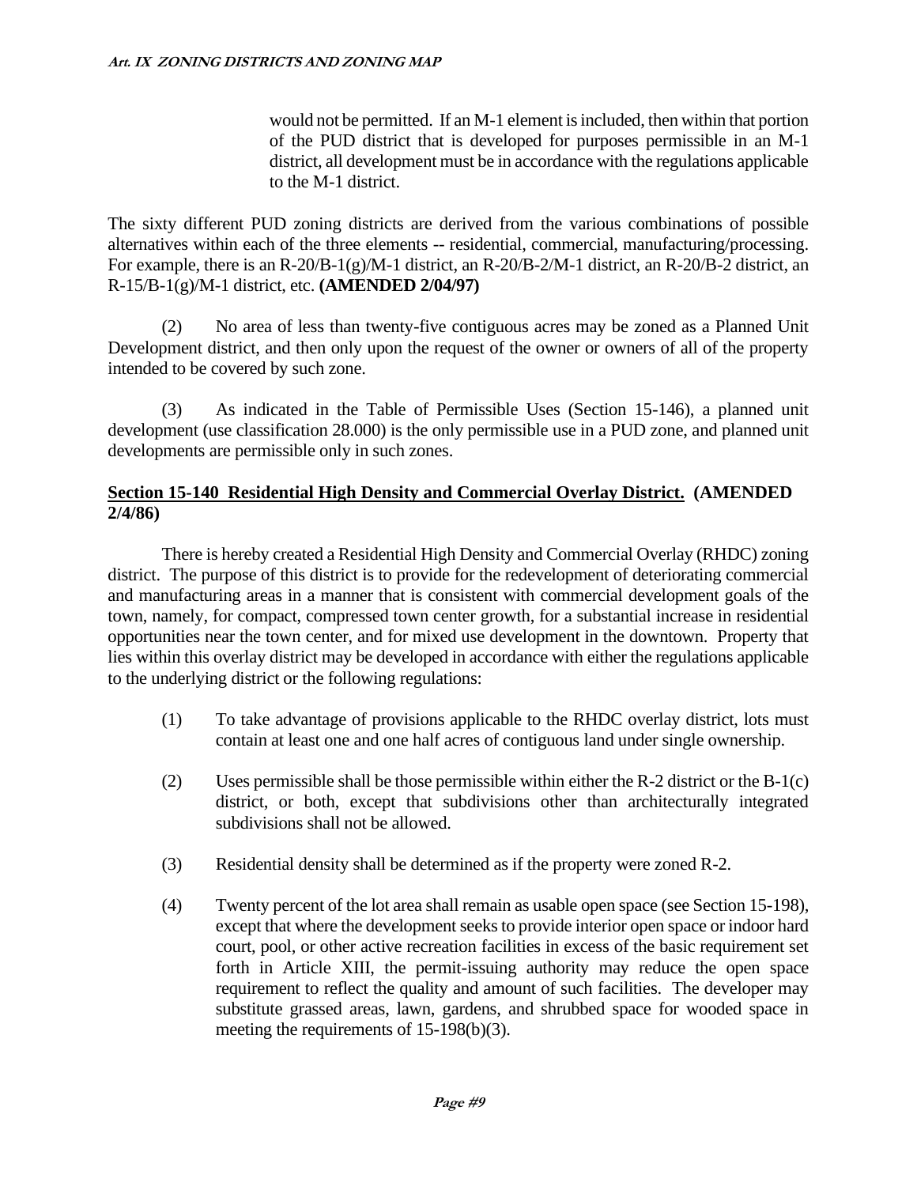would not be permitted. If an M-1 element is included, then within that portion of the PUD district that is developed for purposes permissible in an M-1 district, all development must be in accordance with the regulations applicable to the M-1 district.

The sixty different PUD zoning districts are derived from the various combinations of possible alternatives within each of the three elements -- residential, commercial, manufacturing/processing. For example, there is an R-20/B-1(g)/M-1 district, an R-20/B-2/M-1 district, an R-20/B-2 district, an R-15/B-1(g)/M-1 district, etc. **(AMENDED 2/04/97)**

(2) No area of less than twenty-five contiguous acres may be zoned as a Planned Unit Development district, and then only upon the request of the owner or owners of all of the property intended to be covered by such zone.

(3) As indicated in the Table of Permissible Uses (Section 15-146), a planned unit development (use classification 28.000) is the only permissible use in a PUD zone, and planned unit developments are permissible only in such zones.

## Section 15-140 Residential High Density and Commercial Overlay District. (AMENDED 2/4/86)

There is hereby created a Residential High Density and Commercial Overlay (RHDC) zoning district. The purpose of this district is to provide for the redevelopment of deteriorating commercial and manufacturing areas in a manner that is consistent with commercial development goals of the town, namely, for compact, compressed town center growth, for a substantial increase in residential opportunities near the town center, and for mixed use development in the downtown. Property that lies within this overlay district may be developed in accordance with either the regulations applicable to the underlying district or the following regulations:

(1) To take advantage of provisions applicable to the RHDC overlay district, lots must contain at least one and one half acres of contiguous land under single ownership.

(2) Uses permissible shall be those permissible within either the R-2 district or the B-1(c) district, or both, except that subdivisions other than architecturally integrated subdivisions shall not be allowed.

(3) Residential density shall be determined as if the property were zoned R-2.

(4) Twenty percent of the lot area shall remain as usable open space (see Section 15-198), except that where the development seeks to provide interior open space or indoor hard court, pool, or other active recreation facilities in excess of the basic requirement set forth in Article XIII, the permit-issuing authority may reduce the open space requirement to reflect the quality and amount of such facilities. The developer may substitute grassed areas, lawn, gardens, and shrubbed space for wooded space in meeting the requirements of 15-198(b)(3).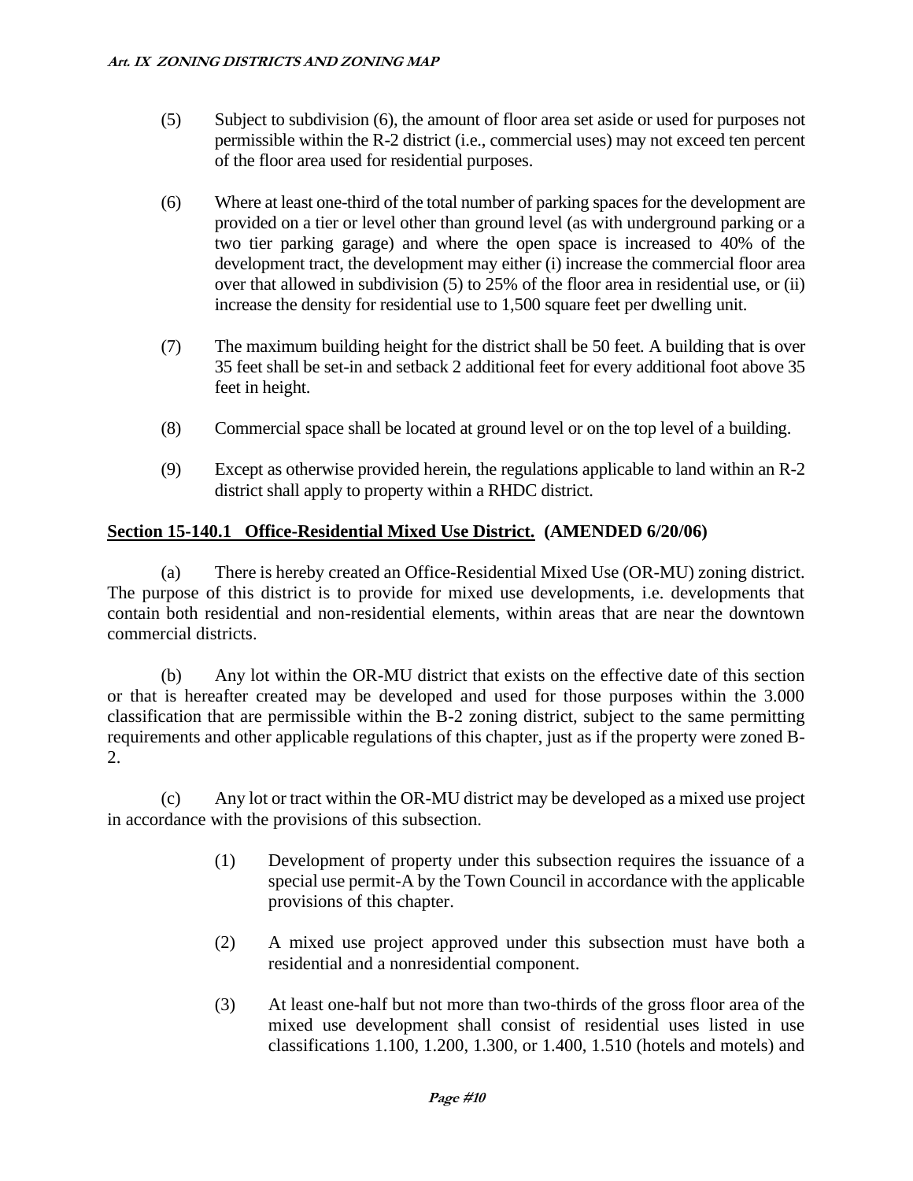(5) Subject to subdivision (6), the amount of floor area set aside or used for purposes not permissible within the R-2 district (i.e., commercial uses) may not exceed ten percent of the floor area used for residential purposes.

(6) Where at least one-third of the total number of parking spaces for the development are provided on a tier or level other than ground level (as with underground parking or a two tier parking garage) and where the open space is increased to 40% of the development tract, the development may either (i) increase the commercial floor area over that allowed in subdivision (5) to 25% of the floor area in residential use, or (ii) increase the density for residential use to 1,500 square feet per dwelling unit.

(7) The maximum building height for the district shall be 50 feet. A building that is over 35 feet shall be set-in and setback 2 additional feet for every additional foot above 35 feet in height.

(8) Commercial space shall be located at ground level or on the top level of a building.

(9) Except as otherwise provided herein, the regulations applicable to land within an R-2 district shall apply to property within a RHDC district.

**Section 15-140.1 Office-Residential Mixed Use District. (AMENDED 6/20/06)**

(a) There is hereby created an Office-Residential Mixed Use (OR-MU) zoning district. The purpose of this district is to provide for mixed use developments, i.e. developments that contain both residential and non-residential elements, within areas that are near the downtown commercial districts.

(b) Any lot within the OR-MU district that exists on the effective date of this section or that is hereafter created may be developed and used for those purposes within the 3.000 classification that are permissible within the B-2 zoning district, subject to the same permitting requirements and other applicable regulations of this chapter, just as if the property were zoned B-2.

(c) Any lot or tract within the OR-MU district may be developed as a mixed use project in accordance with the provisions of this subsection.

(1) Development of property under this subsection requires the issuance of a special use permit-A by the Town Council in accordance with the applicable provisions of this chapter.

(2) A mixed use project approved under this subsection must have both a residential and a nonresidential component.

(3) At least one-half but not more than two-thirds of the gross floor area of the mixed use development shall consist of residential uses listed in use classifications 1.100, 1.200, 1.300, or 1.400, 1.510 (hotels and motels) and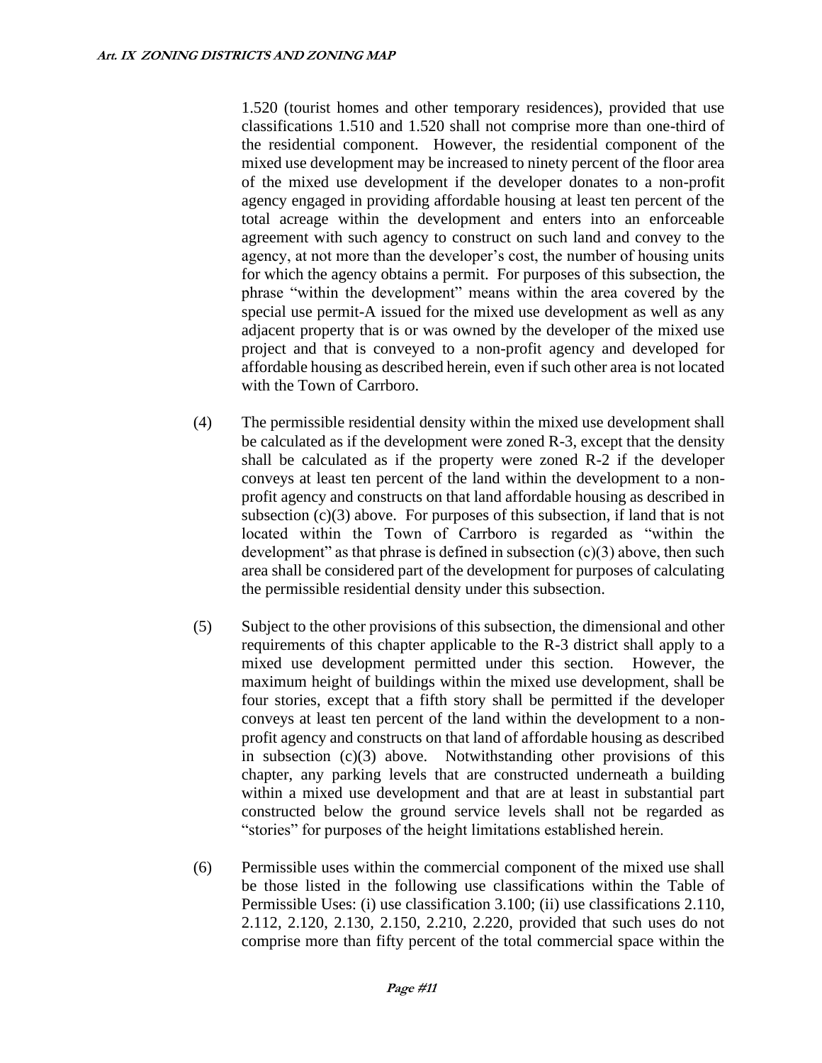1.520 (tourist homes and other temporary residences), provided that use classifications 1.510 and 1.520 shall not comprise more than one-third of the residential component. However, the residential component of the mixed use development may be increased to ninety percent of the floor area of the mixed use development if the developer donates to a non-profit agency engaged in providing affordable housing at least ten percent of the total acreage within the development and enters into an enforceable agreement with such agency to construct on such land and convey to the agency, at not more than the developer's cost, the number of housing units for which the agency obtains a permit. For purposes of this subsection, the phrase "within the development" means within the area covered by the special use permit-A issued for the mixed use development as well as any adjacent property that is or was owned by the developer of the mixed use project and that is conveyed to a non-profit agency and developed for affordable housing as described herein, even if such other area is not located with the Town of Carrboro.

(4) The permissible residential density within the mixed use development shall be calculated as if the development were zoned R-3, except that the density shall be calculated as if the property were zoned R-2 if the developer conveys at least ten percent of the land within the development to a non-profit agency and constructs on that land affordable housing as described in subsection (c)(3) above. For purposes of this subsection, if land that is not located within the Town of Carrboro is regarded as "within the development" as that phrase is defined in subsection (c)(3) above, then such area shall be considered part of the development for purposes of calculating the permissible residential density under this subsection.

(5) Subject to the other provisions of this subsection, the dimensional and other requirements of this chapter applicable to the R-3 district shall apply to a mixed use development permitted under this section. However, the maximum height of buildings within the mixed use development, shall be four stories, except that a fifth story shall be permitted if the developer conveys at least ten percent of the land within the development to a non-profit agency and constructs on that land of affordable housing as described in subsection (c)(3) above. Notwithstanding other provisions of this chapter, any parking levels that are constructed underneath a building within a mixed use development and that are at least in substantial part constructed below the ground service levels shall not be regarded as "stories" for purposes of the height limitations established herein.

(6) Permissible uses within the commercial component of the mixed use shall be those listed in the following use classifications within the Table of Permissible Uses: (i) use classification 3.100; (ii) use classifications 2.110, 2.112, 2.120, 2.130, 2.150, 2.210, 2.220, provided that such uses do not comprise more than fifty percent of the total commercial space within the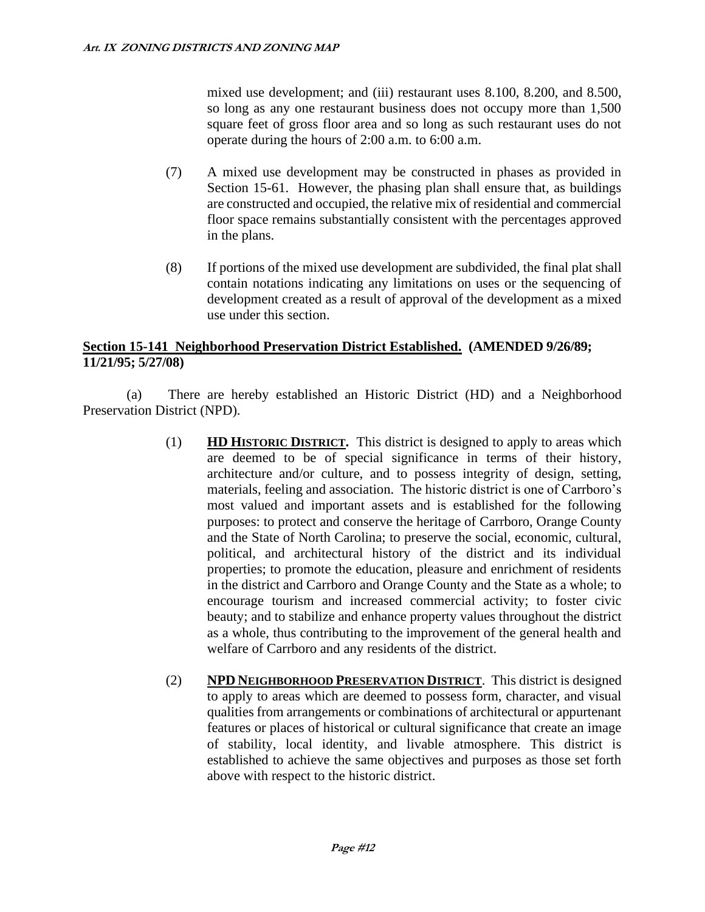mixed use development; and (iii) restaurant uses 8.100, 8.200, and 8.500, so long as any one restaurant business does not occupy more than 1,500 square feet of gross floor area and so long as such restaurant uses do not operate during the hours of 2:00 a.m. to 6:00 a.m.

(7) A mixed use development may be constructed in phases as provided in Section 15-61. However, the phasing plan shall ensure that, as buildings are constructed and occupied, the relative mix of residential and commercial floor space remains substantially consistent with the percentages approved in the plans.

(8) If portions of the mixed use development are subdivided, the final plat shall contain notations indicating any limitations on uses or the sequencing of development created as a result of approval of the development as a mixed use under this section.

## Section 15-141 Neighborhood Preservation District Established. (AMENDED 9/26/89; 11/21/95; 5/27/08)

(a) There are hereby established an Historic District (HD) and a Neighborhood Preservation District (NPD).

(1) **HD HISTORIC DISTRICT.** This district is designed to apply to areas which are deemed to be of special significance in terms of their history, architecture and/or culture, and to possess integrity of design, setting, materials, feeling and association. The historic district is one of Carrboro's most valued and important assets and is established for the following purposes: to protect and conserve the heritage of Carrboro, Orange County and the State of North Carolina; to preserve the social, economic, cultural, political, and architectural history of the district and its individual properties; to promote the education, pleasure and enrichment of residents in the district and Carrboro and Orange County and the State as a whole; to encourage tourism and increased commercial activity; to foster civic beauty; and to stabilize and enhance property values throughout the district as a whole, thus contributing to the improvement of the general health and welfare of Carrboro and any residents of the district.

(2) **NPD NEIGHBORHOOD PRESERVATION DISTRICT**. This district is designed to apply to areas which are deemed to possess form, character, and visual qualities from arrangements or combinations of architectural or appurtenant features or places of historical or cultural significance that create an image of stability, local identity, and livable atmosphere. This district is established to achieve the same objectives and purposes as those set forth above with respect to the historic district.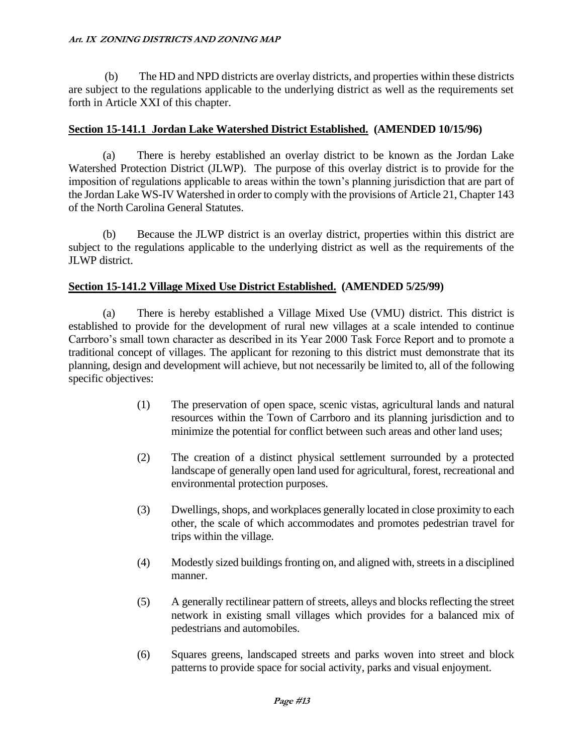(b) The HD and NPD districts are overlay districts, and properties within these districts are subject to the regulations applicable to the underlying district as well as the requirements set forth in Article XXI of this chapter.

**Section 15-141.1 Jordan Lake Watershed District Established. (AMENDED 10/15/96)**

(a) There is hereby established an overlay district to be known as the Jordan Lake Watershed Protection District (JLWP). The purpose of this overlay district is to provide for the imposition of regulations applicable to areas within the town's planning jurisdiction that are part of the Jordan Lake WS-IV Watershed in order to comply with the provisions of Article 21, Chapter 143 of the North Carolina General Statutes.

(b) Because the JLWP district is an overlay district, properties within this district are subject to the regulations applicable to the underlying district as well as the requirements of the JLWP district.

**Section 15-141.2 Village Mixed Use District Established. (AMENDED 5/25/99)**

(a) There is hereby established a Village Mixed Use (VMU) district. This district is established to provide for the development of rural new villages at a scale intended to continue Carrboro's small town character as described in its Year 2000 Task Force Report and to promote a traditional concept of villages. The applicant for rezoning to this district must demonstrate that its planning, design and development will achieve, but not necessarily be limited to, all of the following specific objectives:

(1) The preservation of open space, scenic vistas, agricultural lands and natural resources within the Town of Carrboro and its planning jurisdiction and to minimize the potential for conflict between such areas and other land uses;

(2) The creation of a distinct physical settlement surrounded by a protected landscape of generally open land used for agricultural, forest, recreational and environmental protection purposes.

(3) Dwellings, shops, and workplaces generally located in close proximity to each other, the scale of which accommodates and promotes pedestrian travel for trips within the village.

(4) Modestly sized buildings fronting on, and aligned with, streets in a disciplined manner.

(5) A generally rectilinear pattern of streets, alleys and blocks reflecting the street network in existing small villages which provides for a balanced mix of pedestrians and automobiles.

(6) Squares greens, landscaped streets and parks woven into street and block patterns to provide space for social activity, parks and visual enjoyment.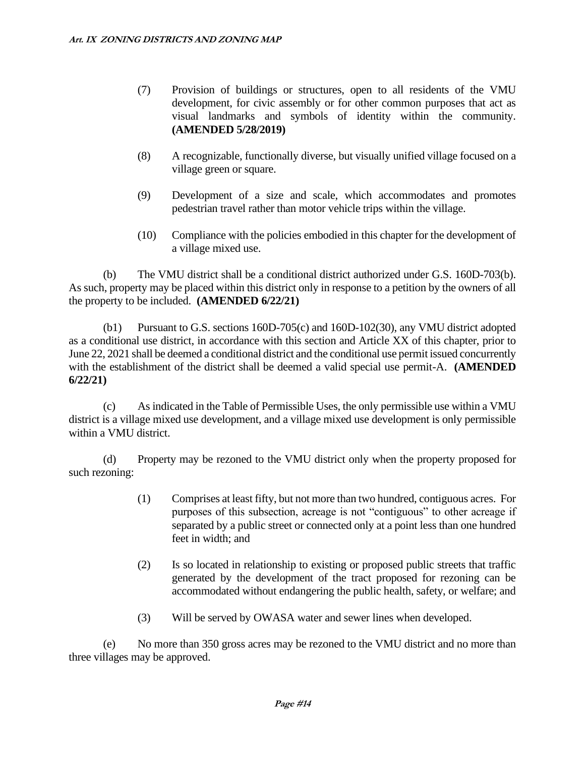(7) Provision of buildings or structures, open to all residents of the VMU development, for civic assembly or for other common purposes that act as visual landmarks and symbols of identity within the community. **(AMENDED 5/28/2019)**

(8) A recognizable, functionally diverse, but visually unified village focused on a village green or square.

(9) Development of a size and scale, which accommodates and promotes pedestrian travel rather than motor vehicle trips within the village.

(10) Compliance with the policies embodied in this chapter for the development of a village mixed use.

(b) The VMU district shall be a conditional district authorized under G.S. 160D-703(b). As such, property may be placed within this district only in response to a petition by the owners of all the property to be included. **(AMENDED 6/22/21)**

(b1) Pursuant to G.S. sections 160D-705(c) and 160D-102(30), any VMU district adopted as a conditional use district, in accordance with this section and Article XX of this chapter, prior to June 22, 2021 shall be deemed a conditional district and the conditional use permit issued concurrently with the establishment of the district shall be deemed a valid special use permit-A. **(AMENDED 6/22/21)**

(c) As indicated in the Table of Permissible Uses, the only permissible use within a VMU district is a village mixed use development, and a village mixed use development is only permissible within a VMU district.

(d) Property may be rezoned to the VMU district only when the property proposed for such rezoning:

(1) Comprises at least fifty, but not more than two hundred, contiguous acres. For purposes of this subsection, acreage is not "contiguous" to other acreage if separated by a public street or connected only at a point less than one hundred feet in width; and

(2) Is so located in relationship to existing or proposed public streets that traffic generated by the development of the tract proposed for rezoning can be accommodated without endangering the public health, safety, or welfare; and

(3) Will be served by OWASA water and sewer lines when developed.

(e) No more than 350 gross acres may be rezoned to the VMU district and no more than three villages may be approved.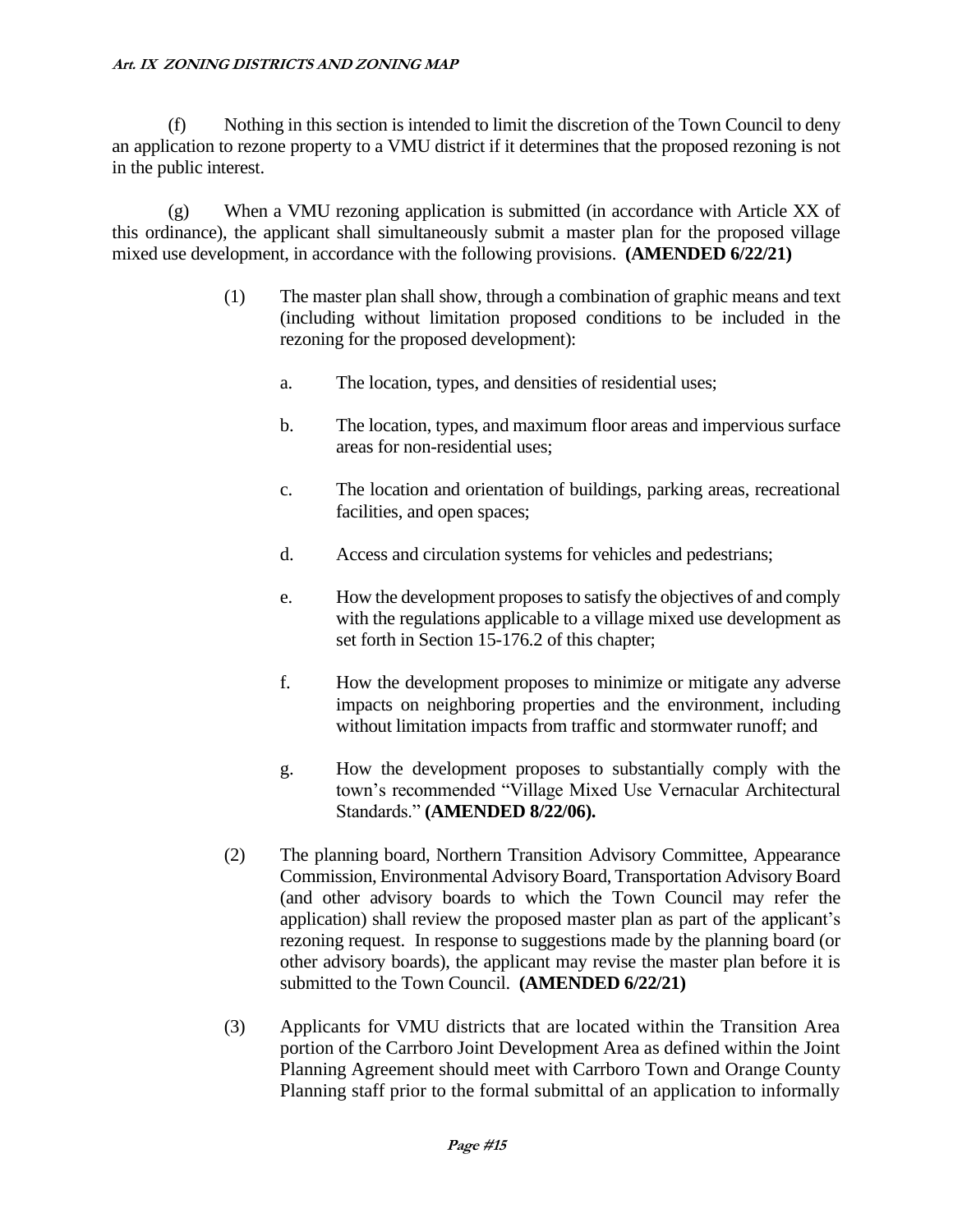(f) Nothing in this section is intended to limit the discretion of the Town Council to deny an application to rezone property to a VMU district if it determines that the proposed rezoning is not in the public interest.

(g) When a VMU rezoning application is submitted (in accordance with Article XX of this ordinance), the applicant shall simultaneously submit a master plan for the proposed village mixed use development, in accordance with the following provisions. **(AMENDED 6/22/21)**

(1) The master plan shall show, through a combination of graphic means and text (including without limitation proposed conditions to be included in the rezoning for the proposed development):

a. The location, types, and densities of residential uses;

b. The location, types, and maximum floor areas and impervious surface areas for non-residential uses;

c. The location and orientation of buildings, parking areas, recreational facilities, and open spaces;

d. Access and circulation systems for vehicles and pedestrians;

e. How the development proposes to satisfy the objectives of and comply with the regulations applicable to a village mixed use development as set forth in Section 15-176.2 of this chapter;

f. How the development proposes to minimize or mitigate any adverse impacts on neighboring properties and the environment, including without limitation impacts from traffic and stormwater runoff; and

g. How the development proposes to substantially comply with the town's recommended "Village Mixed Use Vernacular Architectural Standards." **(AMENDED 8/22/06).**

(2) The planning board, Northern Transition Advisory Committee, Appearance Commission, Environmental Advisory Board, Transportation Advisory Board (and other advisory boards to which the Town Council may refer the application) shall review the proposed master plan as part of the applicant's rezoning request. In response to suggestions made by the planning board (or other advisory boards), the applicant may revise the master plan before it is submitted to the Town Council. **(AMENDED 6/22/21)**

(3) Applicants for VMU districts that are located within the Transition Area portion of the Carrboro Joint Development Area as defined within the Joint Planning Agreement should meet with Carrboro Town and Orange County Planning staff prior to the formal submittal of an application to informally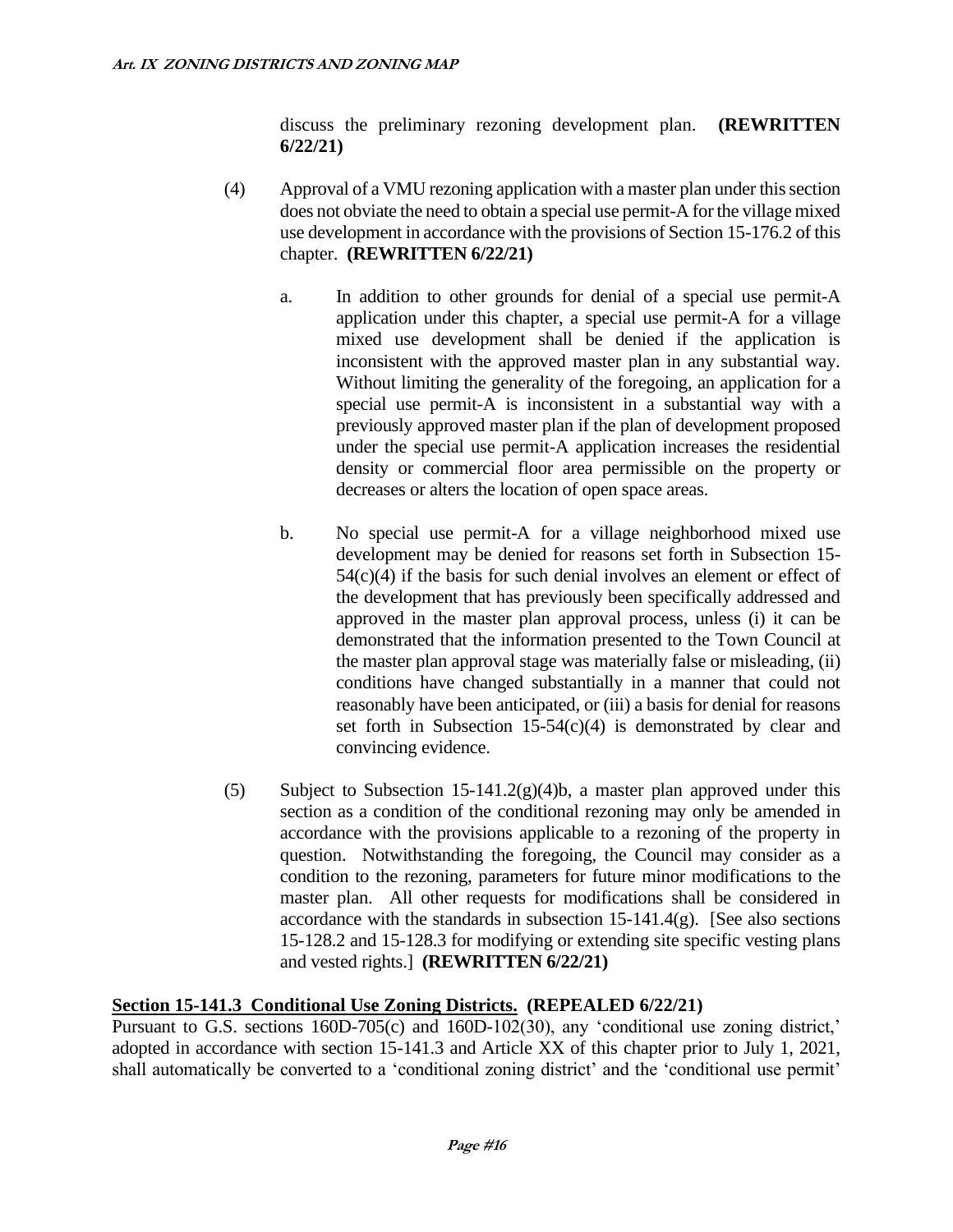discuss the preliminary rezoning development plan. **(REWRITTEN 6/22/21)**

(4) Approval of a VMU rezoning application with a master plan under this section does not obviate the need to obtain a special use permit-A for the village mixed use development in accordance with the provisions of Section 15-176.2 of this chapter. **(REWRITTEN 6/22/21)**

a. In addition to other grounds for denial of a special use permit-A application under this chapter, a special use permit-A for a village mixed use development shall be denied if the application is inconsistent with the approved master plan in any substantial way. Without limiting the generality of the foregoing, an application for a special use permit-A is inconsistent in a substantial way with a previously approved master plan if the plan of development proposed under the special use permit-A application increases the residential density or commercial floor area permissible on the property or decreases or alters the location of open space areas.

b. No special use permit-A for a village neighborhood mixed use development may be denied for reasons set forth in Subsection 15-54(c)(4) if the basis for such denial involves an element or effect of the development that has previously been specifically addressed and approved in the master plan approval process, unless (i) it can be demonstrated that the information presented to the Town Council at the master plan approval stage was materially false or misleading, (ii) conditions have changed substantially in a manner that could not reasonably have been anticipated, or (iii) a basis for denial for reasons set forth in Subsection 15-54(c)(4) is demonstrated by clear and convincing evidence.

(5) Subject to Subsection 15-141.2(g)(4)b, a master plan approved under this section as a condition of the conditional rezoning may only be amended in accordance with the provisions applicable to a rezoning of the property in question. Notwithstanding the foregoing, the Council may consider as a condition to the rezoning, parameters for future minor modifications to the master plan. All other requests for modifications shall be considered in accordance with the standards in subsection 15-141.4(g). [See also sections 15-128.2 and 15-128.3 for modifying or extending site specific vesting plans and vested rights.] **(REWRITTEN 6/22/21)**

**Section 15-141.3 Conditional Use Zoning Districts. (REPEALED 6/22/21)**

Pursuant to G.S. sections 160D-705(c) and 160D-102(30), any 'conditional use zoning district,' adopted in accordance with section 15-141.3 and Article XX of this chapter prior to July 1, 2021, shall automatically be converted to a 'conditional zoning district' and the 'conditional use permit'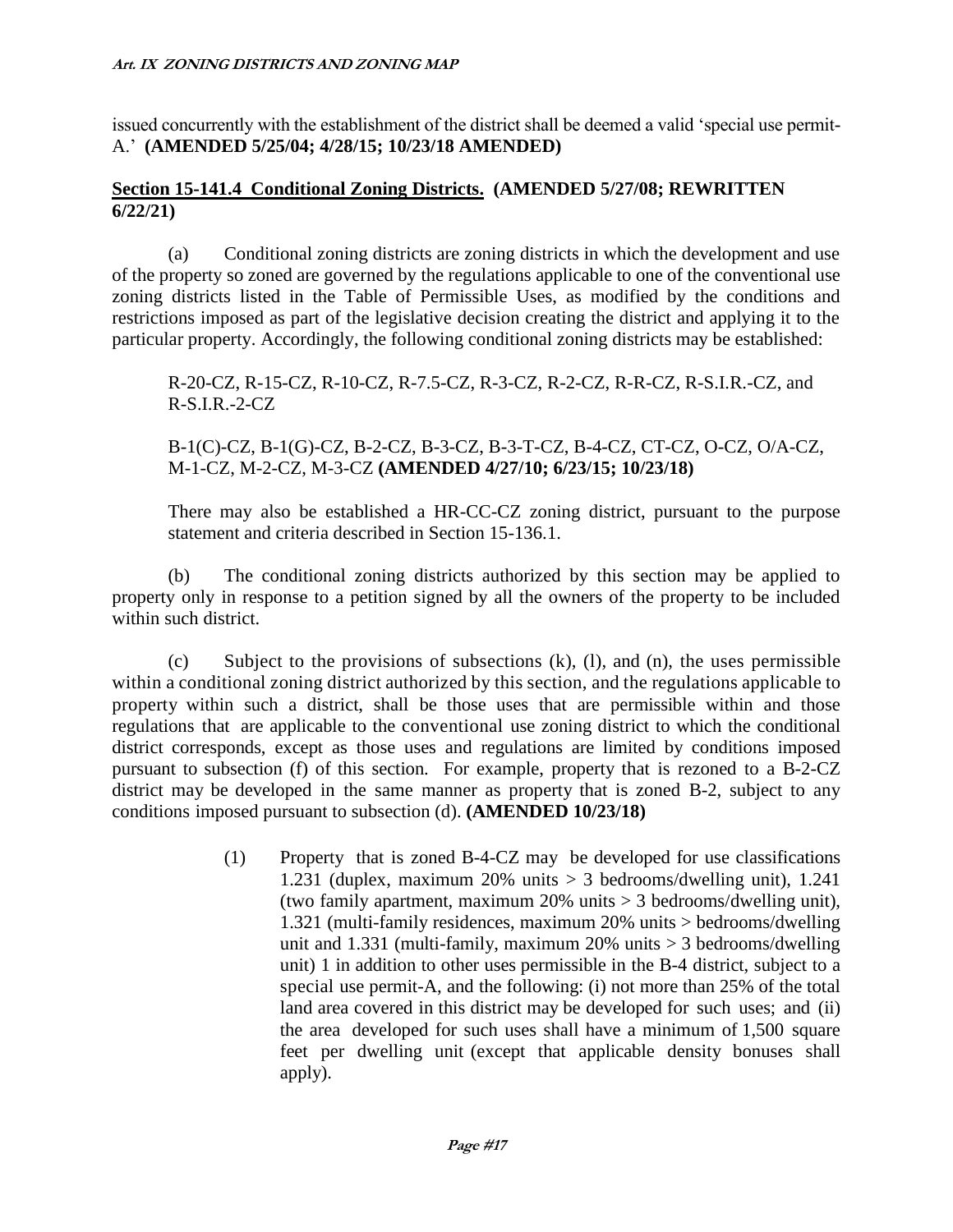issued concurrently with the establishment of the district shall be deemed a valid 'special use permit-A.' **(AMENDED 5/25/04; 4/28/15; 10/23/18 AMENDED)**

**Section 15-141.4 Conditional Zoning Districts. (AMENDED 5/27/08; REWRITTEN 6/22/21)**

(a) Conditional zoning districts are zoning districts in which the development and use of the property so zoned are governed by the regulations applicable to one of the conventional use zoning districts listed in the Table of Permissible Uses, as modified by the conditions and restrictions imposed as part of the legislative decision creating the district and applying it to the particular property. Accordingly, the following conditional zoning districts may be established:

R-20-CZ, R-15-CZ, R-10-CZ, R-7.5-CZ, R-3-CZ, R-2-CZ, R-R-CZ, R-S.I.R.-CZ, and R-S.I.R.-2-CZ

B-1(C)-CZ, B-1(G)-CZ, B-2-CZ, B-3-CZ, B-3-T-CZ, B-4-CZ, CT-CZ, O-CZ, O/A-CZ, M-1-CZ, M-2-CZ, M-3-CZ **(AMENDED 4/27/10; 6/23/15; 10/23/18)**

There may also be established a HR-CC-CZ zoning district, pursuant to the purpose statement and criteria described in Section 15-136.1.

(b) The conditional zoning districts authorized by this section may be applied to property only in response to a petition signed by all the owners of the property to be included within such district.

(c) Subject to the provisions of subsections (k), (l), and (n), the uses permissible within a conditional zoning district authorized by this section, and the regulations applicable to property within such a district, shall be those uses that are permissible within and those regulations that are applicable to the conventional use zoning district to which the conditional district corresponds, except as those uses and regulations are limited by conditions imposed pursuant to subsection (f) of this section. For example, property that is rezoned to a B-2-CZ district may be developed in the same manner as property that is zoned B-2, subject to any conditions imposed pursuant to subsection (d). **(AMENDED 10/23/18)**

> (1) Property that is zoned B-4-CZ may be developed for use classifications 1.231 (duplex, maximum 20% units > 3 bedrooms/dwelling unit), 1.241 (two family apartment, maximum 20% units > 3 bedrooms/dwelling unit), 1.321 (multi-family residences, maximum 20% units > bedrooms/dwelling unit and 1.331 (multi-family, maximum 20% units > 3 bedrooms/dwelling unit) 1 in addition to other uses permissible in the B-4 district, subject to a special use permit-A, and the following: (i) not more than 25% of the total land area covered in this district may be developed for such uses; and (ii) the area developed for such uses shall have a minimum of 1,500 square feet per dwelling unit (except that applicable density bonuses shall apply).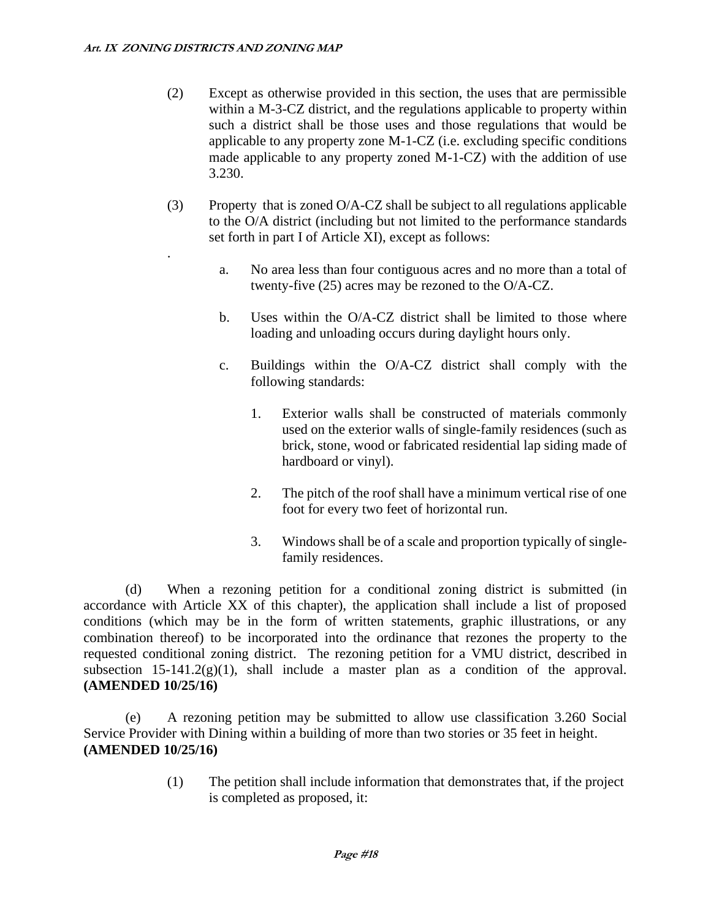(2) Except as otherwise provided in this section, the uses that are permissible within a M-3-CZ district, and the regulations applicable to property within such a district shall be those uses and those regulations that would be applicable to any property zone M-1-CZ (i.e. excluding specific conditions made applicable to any property zoned M-1-CZ) with the addition of use 3.230.

(3) Property that is zoned O/A-CZ shall be subject to all regulations applicable to the O/A district (including but not limited to the performance standards set forth in part I of Article XI), except as follows:

a. No area less than four contiguous acres and no more than a total of twenty-five (25) acres may be rezoned to the O/A-CZ.

b. Uses within the O/A-CZ district shall be limited to those where loading and unloading occurs during daylight hours only.

c. Buildings within the O/A-CZ district shall comply with the following standards:

1. Exterior walls shall be constructed of materials commonly used on the exterior walls of single-family residences (such as brick, stone, wood or fabricated residential lap siding made of hardboard or vinyl).

2. The pitch of the roof shall have a minimum vertical rise of one foot for every two feet of horizontal run.

3. Windows shall be of a scale and proportion typically of single-family residences.

(d) When a rezoning petition for a conditional zoning district is submitted (in accordance with Article XX of this chapter), the application shall include a list of proposed conditions (which may be in the form of written statements, graphic illustrations, or any combination thereof) to be incorporated into the ordinance that rezones the property to the requested conditional zoning district. The rezoning petition for a VMU district, described in subsection 15-141.2(g)(1), shall include a master plan as a condition of the approval. **(AMENDED 10/25/16)**

(e) A rezoning petition may be submitted to allow use classification 3.260 Social Service Provider with Dining within a building of more than two stories or 35 feet in height. **(AMENDED 10/25/16)**

(1) The petition shall include information that demonstrates that, if the project is completed as proposed, it: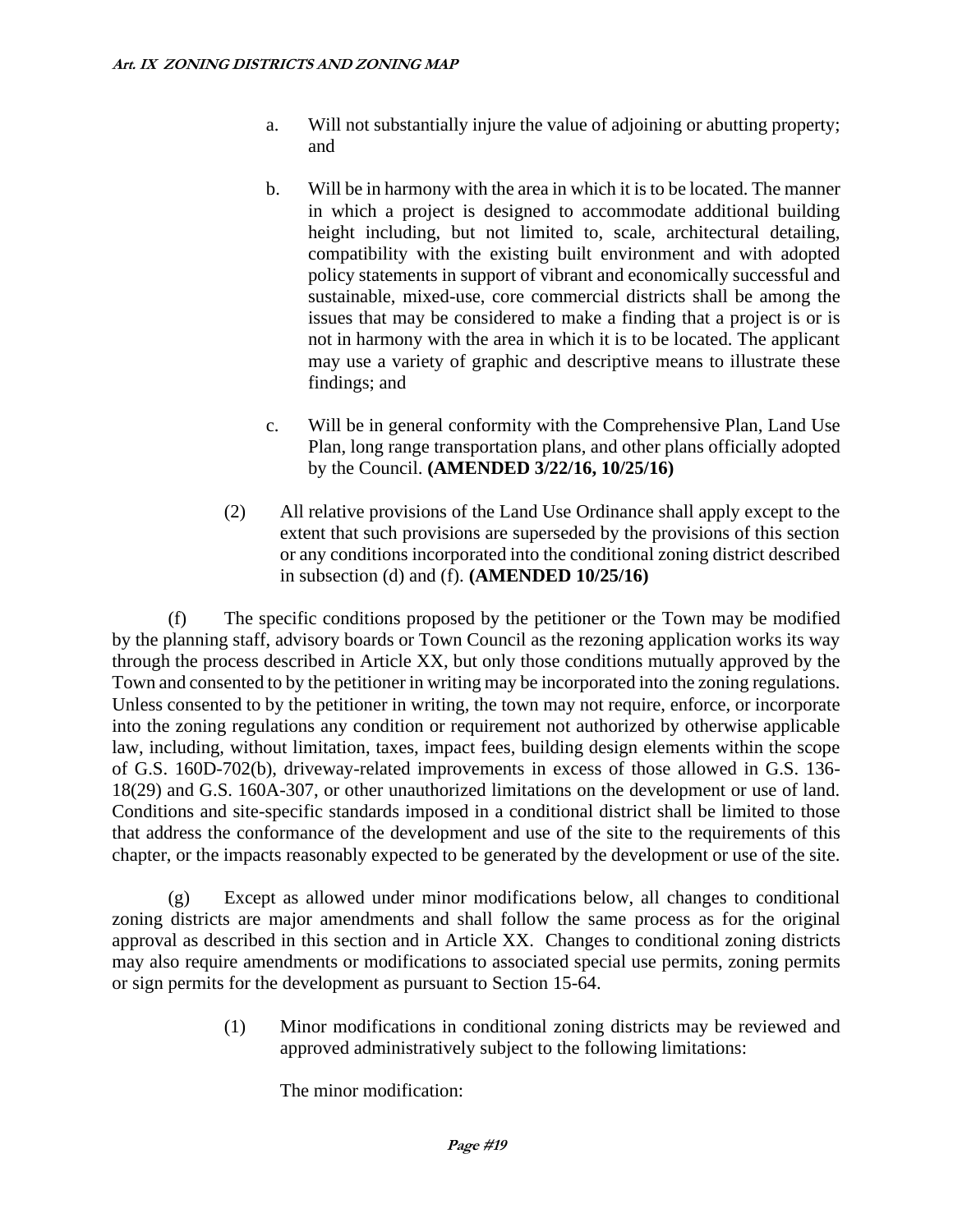a. Will not substantially injure the value of adjoining or abutting property; and

b. Will be in harmony with the area in which it is to be located. The manner in which a project is designed to accommodate additional building height including, but not limited to, scale, architectural detailing, compatibility with the existing built environment and with adopted policy statements in support of vibrant and economically successful and sustainable, mixed-use, core commercial districts shall be among the issues that may be considered to make a finding that a project is or is not in harmony with the area in which it is to be located. The applicant may use a variety of graphic and descriptive means to illustrate these findings; and

c. Will be in general conformity with the Comprehensive Plan, Land Use Plan, long range transportation plans, and other plans officially adopted by the Council. **(AMENDED 3/22/16, 10/25/16)**

(2) All relative provisions of the Land Use Ordinance shall apply except to the extent that such provisions are superseded by the provisions of this section or any conditions incorporated into the conditional zoning district described in subsection (d) and (f). **(AMENDED 10/25/16)**

(f) The specific conditions proposed by the petitioner or the Town may be modified by the planning staff, advisory boards or Town Council as the rezoning application works its way through the process described in Article XX, but only those conditions mutually approved by the Town and consented to by the petitioner in writing may be incorporated into the zoning regulations. Unless consented to by the petitioner in writing, the town may not require, enforce, or incorporate into the zoning regulations any condition or requirement not authorized by otherwise applicable law, including, without limitation, taxes, impact fees, building design elements within the scope of G.S. 160D-702(b), driveway-related improvements in excess of those allowed in G.S. 136-18(29) and G.S. 160A-307, or other unauthorized limitations on the development or use of land. Conditions and site-specific standards imposed in a conditional district shall be limited to those that address the conformance of the development and use of the site to the requirements of this chapter, or the impacts reasonably expected to be generated by the development or use of the site.

(g) Except as allowed under minor modifications below, all changes to conditional zoning districts are major amendments and shall follow the same process as for the original approval as described in this section and in Article XX. Changes to conditional zoning districts may also require amendments or modifications to associated special use permits, zoning permits or sign permits for the development as pursuant to Section 15-64.

(1) Minor modifications in conditional zoning districts may be reviewed and approved administratively subject to the following limitations:

The minor modification: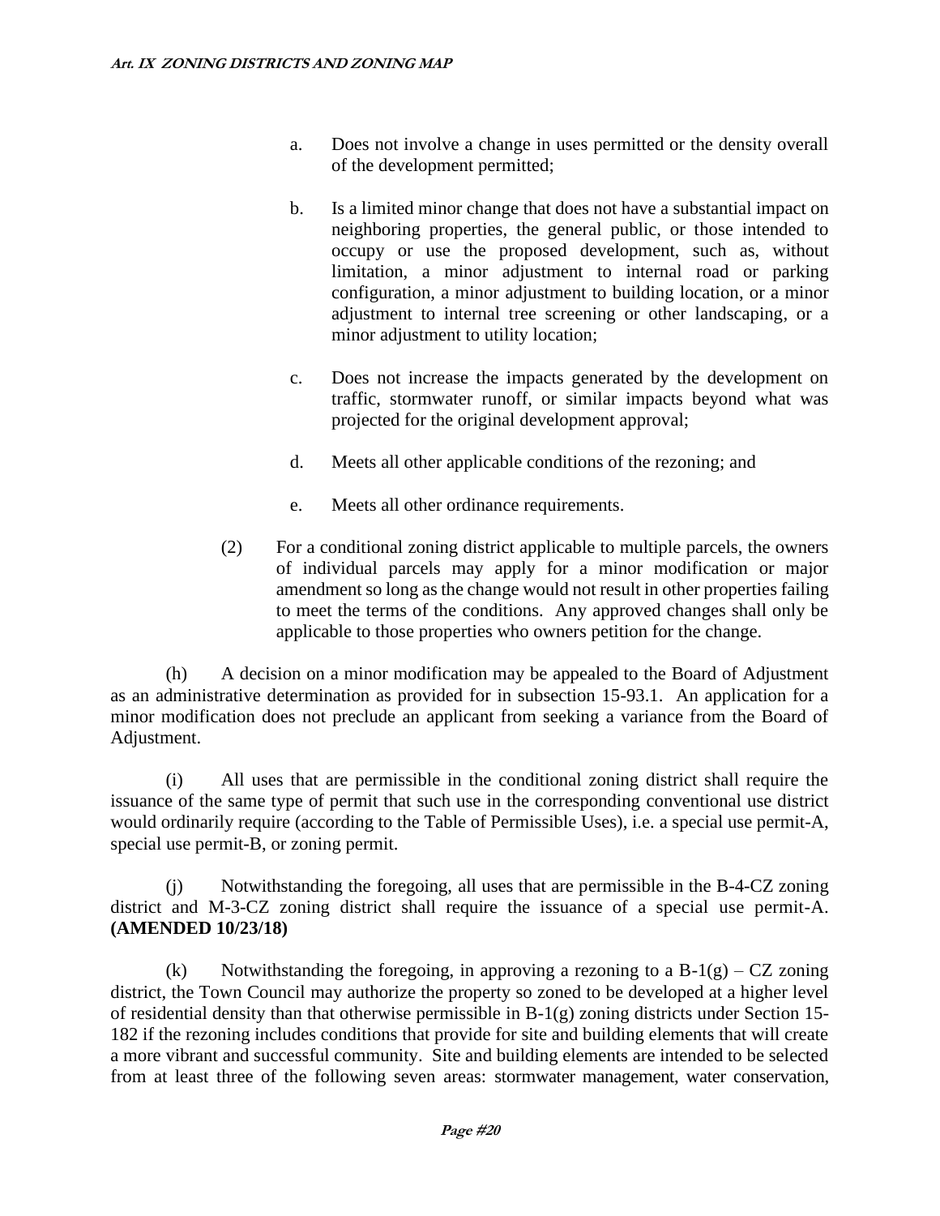a. Does not involve a change in uses permitted or the density overall of the development permitted;

b. Is a limited minor change that does not have a substantial impact on neighboring properties, the general public, or those intended to occupy or use the proposed development, such as, without limitation, a minor adjustment to internal road or parking configuration, a minor adjustment to building location, or a minor adjustment to internal tree screening or other landscaping, or a minor adjustment to utility location;

c. Does not increase the impacts generated by the development on traffic, stormwater runoff, or similar impacts beyond what was projected for the original development approval;

d. Meets all other applicable conditions of the rezoning; and

e. Meets all other ordinance requirements.

(2) For a conditional zoning district applicable to multiple parcels, the owners of individual parcels may apply for a minor modification or major amendment so long as the change would not result in other properties failing to meet the terms of the conditions. Any approved changes shall only be applicable to those properties who owners petition for the change.

(h) A decision on a minor modification may be appealed to the Board of Adjustment as an administrative determination as provided for in subsection 15-93.1. An application for a minor modification does not preclude an applicant from seeking a variance from the Board of Adjustment.

(i) All uses that are permissible in the conditional zoning district shall require the issuance of the same type of permit that such use in the corresponding conventional use district would ordinarily require (according to the Table of Permissible Uses), i.e. a special use permit-A, special use permit-B, or zoning permit.

(j) Notwithstanding the foregoing, all uses that are permissible in the B-4-CZ zoning district and M-3-CZ zoning district shall require the issuance of a special use permit-A. **(AMENDED 10/23/18)**

(k) Notwithstanding the foregoing, in approving a rezoning to a B-1(g) – CZ zoning district, the Town Council may authorize the property so zoned to be developed at a higher level of residential density than that otherwise permissible in B-1(g) zoning districts under Section 15-182 if the rezoning includes conditions that provide for site and building elements that will create a more vibrant and successful community. Site and building elements are intended to be selected from at least three of the following seven areas: stormwater management, water conservation,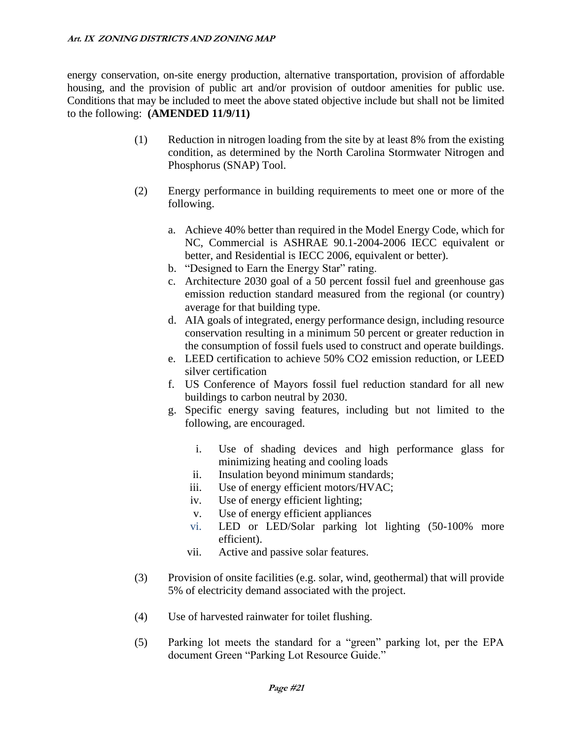energy conservation, on-site energy production, alternative transportation, provision of affordable housing, and the provision of public art and/or provision of outdoor amenities for public use. Conditions that may be included to meet the above stated objective include but shall not be limited to the following: **(AMENDED 11/9/11)**

(1) Reduction in nitrogen loading from the site by at least 8% from the existing condition, as determined by the North Carolina Stormwater Nitrogen and Phosphorus (SNAP) Tool.

(2) Energy performance in building requirements to meet one or more of the following.

  a. Achieve 40% better than required in the Model Energy Code, which for NC, Commercial is ASHRAE 90.1-2004-2006 IECC equivalent or better, and Residential is IECC 2006, equivalent or better).
  b. “Designed to Earn the Energy Star” rating.
  c. Architecture 2030 goal of a 50 percent fossil fuel and greenhouse gas emission reduction standard measured from the regional (or country) average for that building type.
  d. AIA goals of integrated, energy performance design, including resource conservation resulting in a minimum 50 percent or greater reduction in the consumption of fossil fuels used to construct and operate buildings.
  e. LEED certification to achieve 50% $CO_2$ emission reduction, or LEED silver certification
  f. US Conference of Mayors fossil fuel reduction standard for all new buildings to carbon neutral by 2030.
  g. Specific energy saving features, including but not limited to the following, are encouraged.

    i. Use of shading devices and high performance glass for minimizing heating and cooling loads
    ii. Insulation beyond minimum standards;
    iii. Use of energy efficient motors/HVAC;
    iv. Use of energy efficient lighting;
    v. Use of energy efficient appliances
    vi. LED or LED/Solar parking lot lighting (50-100% more efficient).
    vii. Active and passive solar features.

(3) Provision of onsite facilities (e.g. solar, wind, geothermal) that will provide 5% of electricity demand associated with the project.

(4) Use of harvested rainwater for toilet flushing.

(5) Parking lot meets the standard for a “green” parking lot, per the EPA document Green “Parking Lot Resource Guide.”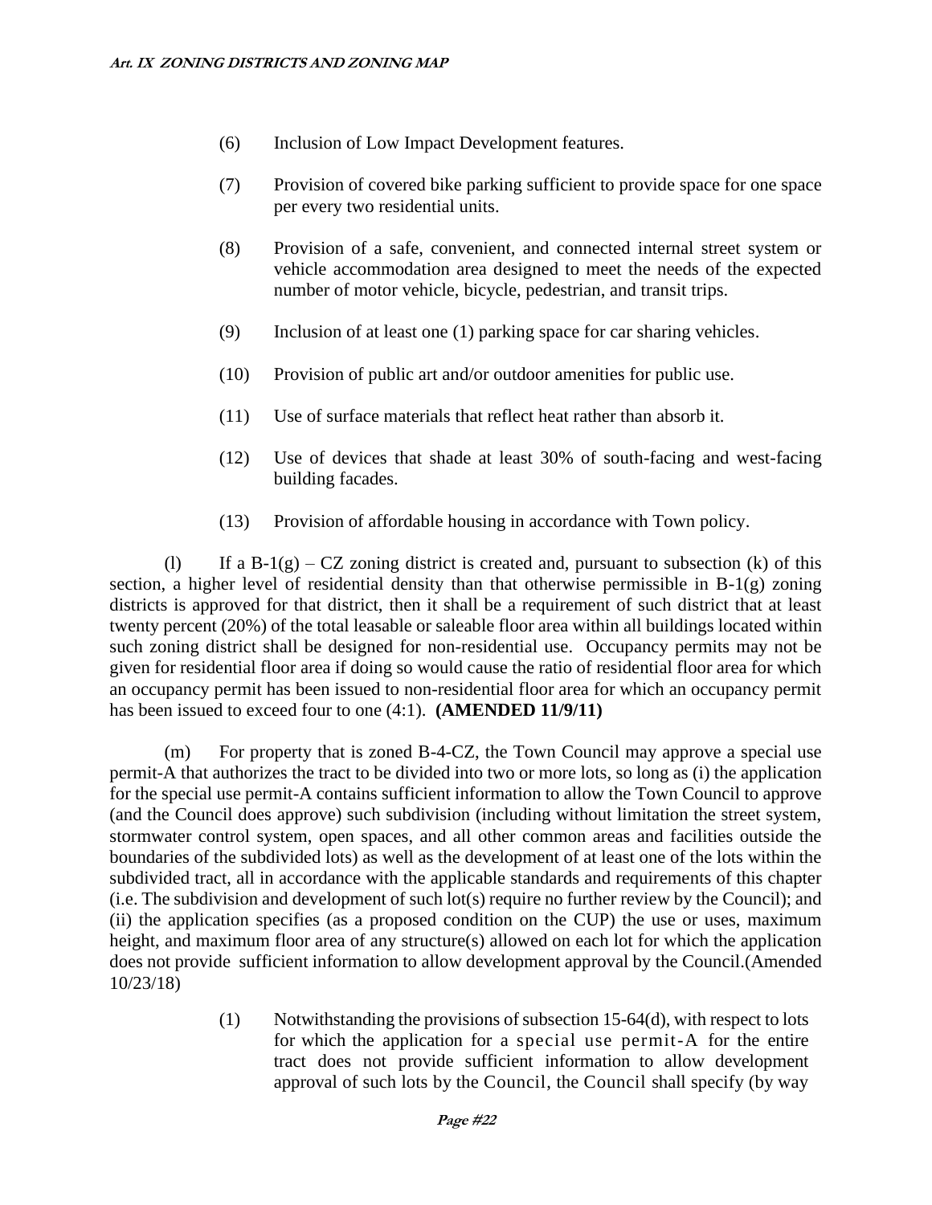(6) Inclusion of Low Impact Development features.

(7) Provision of covered bike parking sufficient to provide space for one space per every two residential units.

(8) Provision of a safe, convenient, and connected internal street system or vehicle accommodation area designed to meet the needs of the expected number of motor vehicle, bicycle, pedestrian, and transit trips.

(9) Inclusion of at least one (1) parking space for car sharing vehicles.

(10) Provision of public art and/or outdoor amenities for public use.

(11) Use of surface materials that reflect heat rather than absorb it.

(12) Use of devices that shade at least 30% of south-facing and west-facing building facades.

(13) Provision of affordable housing in accordance with Town policy.

(l) If a B-1(g) – CZ zoning district is created and, pursuant to subsection (k) of this section, a higher level of residential density than that otherwise permissible in B-1(g) zoning districts is approved for that district, then it shall be a requirement of such district that at least twenty percent (20%) of the total leasable or saleable floor area within all buildings located within such zoning district shall be designed for non-residential use. Occupancy permits may not be given for residential floor area if doing so would cause the ratio of residential floor area for which an occupancy permit has been issued to non-residential floor area for which an occupancy permit has been issued to exceed four to one (4:1). **(AMENDED 11/9/11)**

(m) For property that is zoned B-4-CZ, the Town Council may approve a special use permit-A that authorizes the tract to be divided into two or more lots, so long as (i) the application for the special use permit-A contains sufficient information to allow the Town Council to approve (and the Council does approve) such subdivision (including without limitation the street system, stormwater control system, open spaces, and all other common areas and facilities outside the boundaries of the subdivided lots) as well as the development of at least one of the lots within the subdivided tract, all in accordance with the applicable standards and requirements of this chapter (i.e. The subdivision and development of such lot(s) require no further review by the Council); and (ii) the application specifies (as a proposed condition on the CUP) the use or uses, maximum height, and maximum floor area of any structure(s) allowed on each lot for which the application does not provide sufficient information to allow development approval by the Council.(Amended 10/23/18)

(1) Notwithstanding the provisions of subsection 15-64(d), with respect to lots for which the application for a special use permit-A for the entire tract does not provide sufficient information to allow development approval of such lots by the Council, the Council shall specify (by way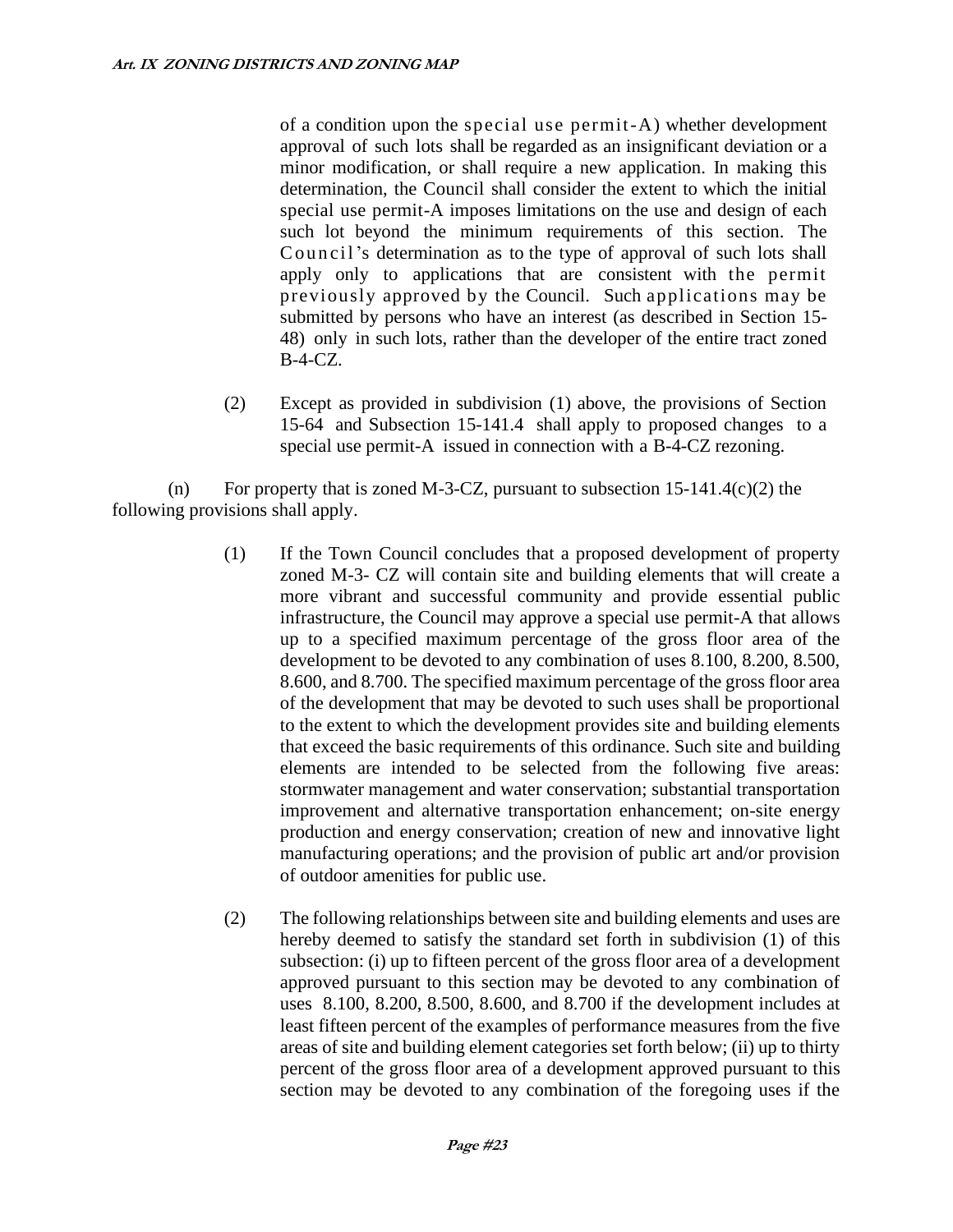of a condition upon the special use permit-A) whether development approval of such lots shall be regarded as an insignificant deviation or a minor modification, or shall require a new application. In making this determination, the Council shall consider the extent to which the initial special use permit-A imposes limitations on the use and design of each such lot beyond the minimum requirements of this section. The Council's determination as to the type of approval of such lots shall apply only to applications that are consistent with the permit previously approved by the Council. Such applications may be submitted by persons who have an interest (as described in Section 15-48) only in such lots, rather than the developer of the entire tract zoned B-4-CZ.

(2) Except as provided in subdivision (1) above, the provisions of Section 15-64 and Subsection 15-141.4 shall apply to proposed changes to a special use permit-A issued in connection with a B-4-CZ rezoning.

(n) For property that is zoned M-3-CZ, pursuant to subsection 15-141.4(c)(2) the following provisions shall apply.

(1) If the Town Council concludes that a proposed development of property zoned M-3- CZ will contain site and building elements that will create a more vibrant and successful community and provide essential public infrastructure, the Council may approve a special use permit-A that allows up to a specified maximum percentage of the gross floor area of the development to be devoted to any combination of uses 8.100, 8.200, 8.500, 8.600, and 8.700. The specified maximum percentage of the gross floor area of the development that may be devoted to such uses shall be proportional to the extent to which the development provides site and building elements that exceed the basic requirements of this ordinance. Such site and building elements are intended to be selected from the following five areas: stormwater management and water conservation; substantial transportation improvement and alternative transportation enhancement; on-site energy production and energy conservation; creation of new and innovative light manufacturing operations; and the provision of public art and/or provision of outdoor amenities for public use.

(2) The following relationships between site and building elements and uses are hereby deemed to satisfy the standard set forth in subdivision (1) of this subsection: (i) up to fifteen percent of the gross floor area of a development approved pursuant to this section may be devoted to any combination of uses 8.100, 8.200, 8.500, 8.600, and 8.700 if the development includes at least fifteen percent of the examples of performance measures from the five areas of site and building element categories set forth below; (ii) up to thirty percent of the gross floor area of a development approved pursuant to this section may be devoted to any combination of the foregoing uses if the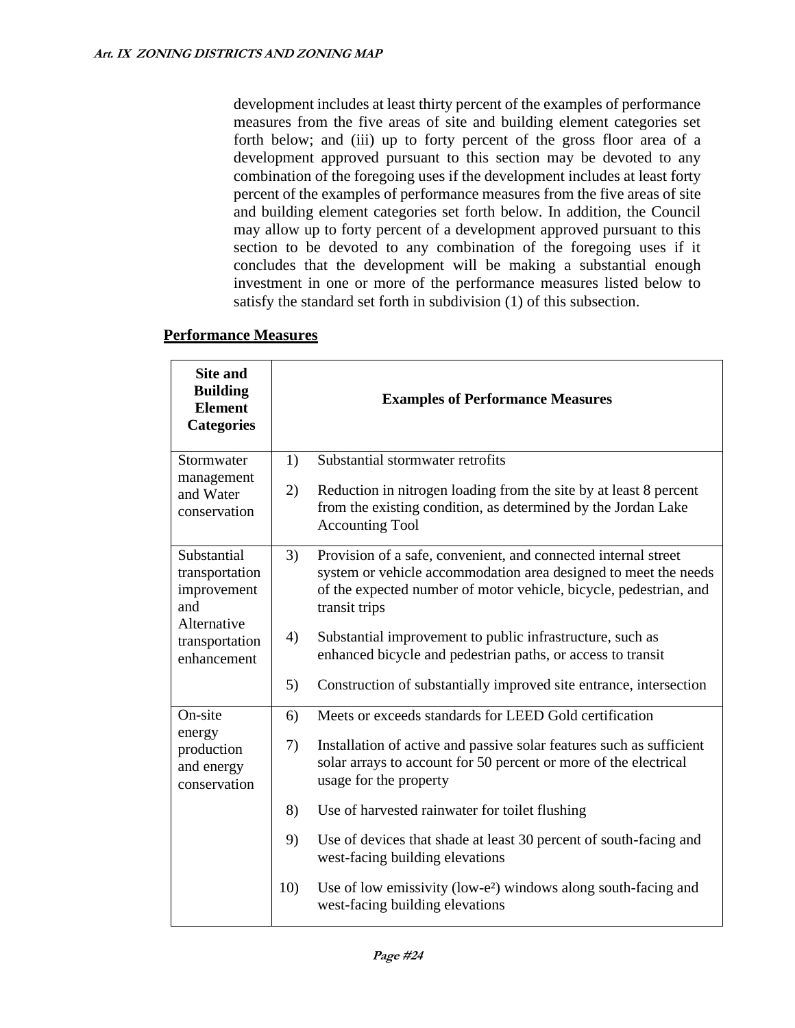development includes at least thirty percent of the examples of performance measures from the five areas of site and building element categories set forth below; and (iii) up to forty percent of the gross floor area of a development approved pursuant to this section may be devoted to any combination of the foregoing uses if the development includes at least forty percent of the examples of performance measures from the five areas of site and building element categories set forth below. In addition, the Council may allow up to forty percent of a development approved pursuant to this section to be devoted to any combination of the foregoing uses if it concludes that the development will be making a substantial enough investment in one or more of the performance measures listed below to satisfy the standard set forth in subdivision (1) of this subsection.

**Performance Measures**

| Site and Building Element Categories | Examples of Performance Measures |
|---|---|
| Stormwater management and Water conservation | 1) Substantial stormwater retrofits<br>2) Reduction in nitrogen loading from the site by at least 8 percent from the existing condition, as determined by the Jordan Lake Accounting Tool |
| Substantial transportation improvement and Alternative transportation enhancement | 3) Provision of a safe, convenient, and connected internal street system or vehicle accommodation area designed to meet the needs of the expected number of motor vehicle, bicycle, pedestrian, and transit trips<br>4) Substantial improvement to public infrastructure, such as enhanced bicycle and pedestrian paths, or access to transit<br>5) Construction of substantially improved site entrance, intersection |
| On-site energy production and energy conservation | 6) Meets or exceeds standards for LEED Gold certification<br>7) Installation of active and passive solar features such as sufficient solar arrays to account for 50 percent or more of the electrical usage for the property<br>8) Use of harvested rainwater for toilet flushing<br>9) Use of devices that shade at least 30 percent of south-facing and west-facing building elevations<br>10) Use of low emissivity (low-$e^2$) windows along south-facing and west-facing building elevations |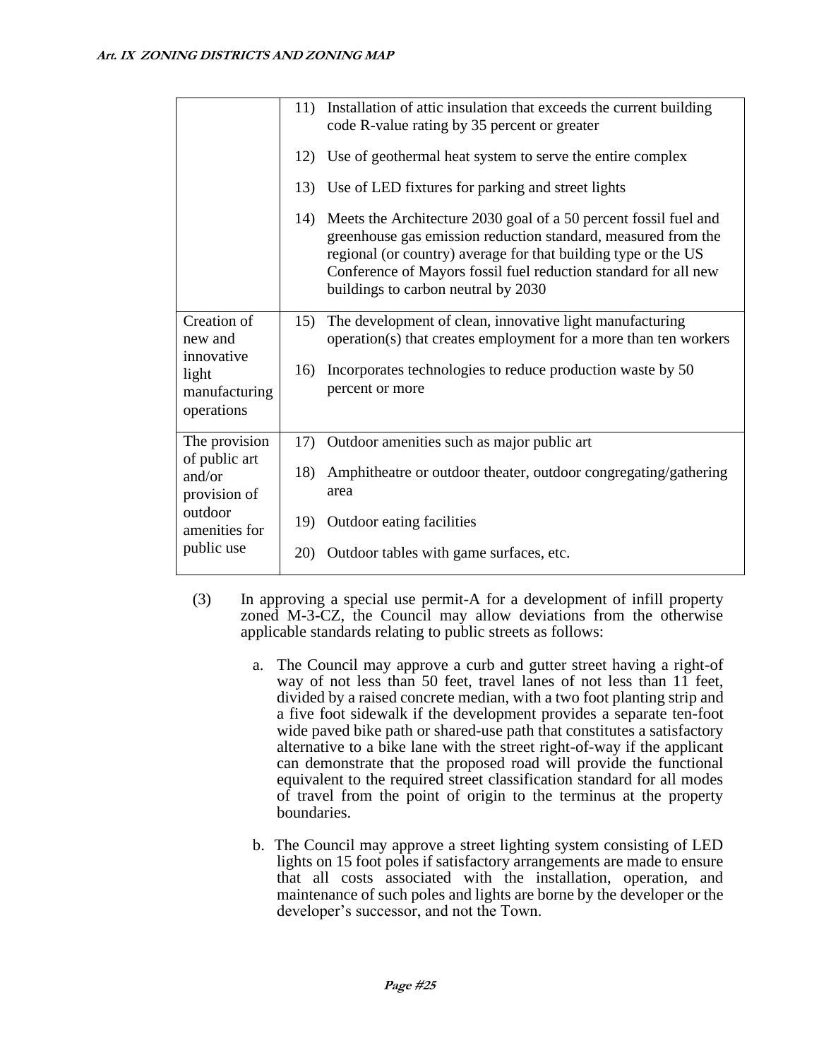| | |
|---|---|
| | 11) Installation of attic insulation that exceeds the current building code R-value rating by 35 percent or greater<br><br>12) Use of geothermal heat system to serve the entire complex<br><br>13) Use of LED fixtures for parking and street lights<br><br>14) Meets the Architecture 2030 goal of a 50 percent fossil fuel and greenhouse gas emission reduction standard, measured from the regional (or country) average for that building type or the US Conference of Mayors fossil fuel reduction standard for all new buildings to carbon neutral by 2030 |
| Creation of new and innovative light manufacturing operations | 15) The development of clean, innovative light manufacturing operation(s) that creates employment for a more than ten workers<br><br>16) Incorporates technologies to reduce production waste by 50 percent or more |
| The provision of public art and/or provision of outdoor amenities for public use | 17) Outdoor amenities such as major public art<br><br>18) Amphitheatre or outdoor theater, outdoor congregating/gathering area<br><br>19) Outdoor eating facilities<br><br>20) Outdoor tables with game surfaces, etc. |

(3) In approving a special use permit-A for a development of infill property zoned M-3-CZ, the Council may allow deviations from the otherwise applicable standards relating to public streets as follows:

a. The Council may approve a curb and gutter street having a right-of way of not less than 50 feet, travel lanes of not less than 11 feet, divided by a raised concrete median, with a two foot planting strip and a five foot sidewalk if the development provides a separate ten-foot wide paved bike path or shared-use path that constitutes a satisfactory alternative to a bike lane with the street right-of-way if the applicant can demonstrate that the proposed road will provide the functional equivalent to the required street classification standard for all modes of travel from the point of origin to the terminus at the property boundaries.

b. The Council may approve a street lighting system consisting of LED lights on 15 foot poles if satisfactory arrangements are made to ensure that all costs associated with the installation, operation, and maintenance of such poles and lights are borne by the developer or the developer's successor, and not the Town.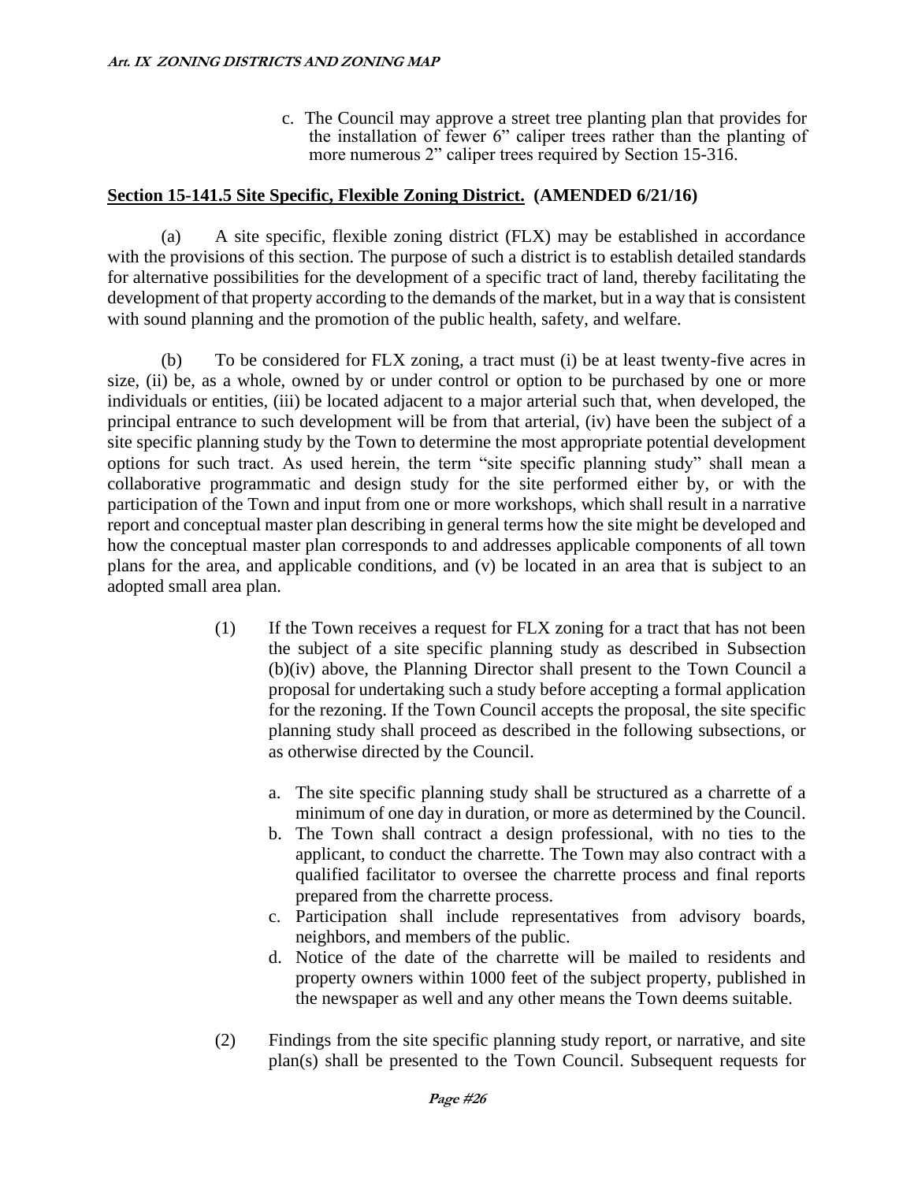c. The Council may approve a street tree planting plan that provides for the installation of fewer 6" caliper trees rather than the planting of more numerous 2" caliper trees required by Section 15-316.

**Section 15-141.5 Site Specific, Flexible Zoning District. (AMENDED 6/21/16)**

(a) A site specific, flexible zoning district (FLX) may be established in accordance with the provisions of this section. The purpose of such a district is to establish detailed standards for alternative possibilities for the development of a specific tract of land, thereby facilitating the development of that property according to the demands of the market, but in a way that is consistent with sound planning and the promotion of the public health, safety, and welfare.

(b) To be considered for FLX zoning, a tract must (i) be at least twenty-five acres in size, (ii) be, as a whole, owned by or under control or option to be purchased by one or more individuals or entities, (iii) be located adjacent to a major arterial such that, when developed, the principal entrance to such development will be from that arterial, (iv) have been the subject of a site specific planning study by the Town to determine the most appropriate potential development options for such tract. As used herein, the term "site specific planning study" shall mean a collaborative programmatic and design study for the site performed either by, or with the participation of the Town and input from one or more workshops, which shall result in a narrative report and conceptual master plan describing in general terms how the site might be developed and how the conceptual master plan corresponds to and addresses applicable components of all town plans for the area, and applicable conditions, and (v) be located in an area that is subject to an adopted small area plan.

(1) If the Town receives a request for FLX zoning for a tract that has not been the subject of a site specific planning study as described in Subsection (b)(iv) above, the Planning Director shall present to the Town Council a proposal for undertaking such a study before accepting a formal application for the rezoning. If the Town Council accepts the proposal, the site specific planning study shall proceed as described in the following subsections, or as otherwise directed by the Council.

   a. The site specific planning study shall be structured as a charrette of a minimum of one day in duration, or more as determined by the Council.
   b. The Town shall contract a design professional, with no ties to the applicant, to conduct the charrette. The Town may also contract with a qualified facilitator to oversee the charrette process and final reports prepared from the charrette process.
   c. Participation shall include representatives from advisory boards, neighbors, and members of the public.
   d. Notice of the date of the charrette will be mailed to residents and property owners within 1000 feet of the subject property, published in the newspaper as well and any other means the Town deems suitable.

(2) Findings from the site specific planning study report, or narrative, and site plan(s) shall be presented to the Town Council. Subsequent requests for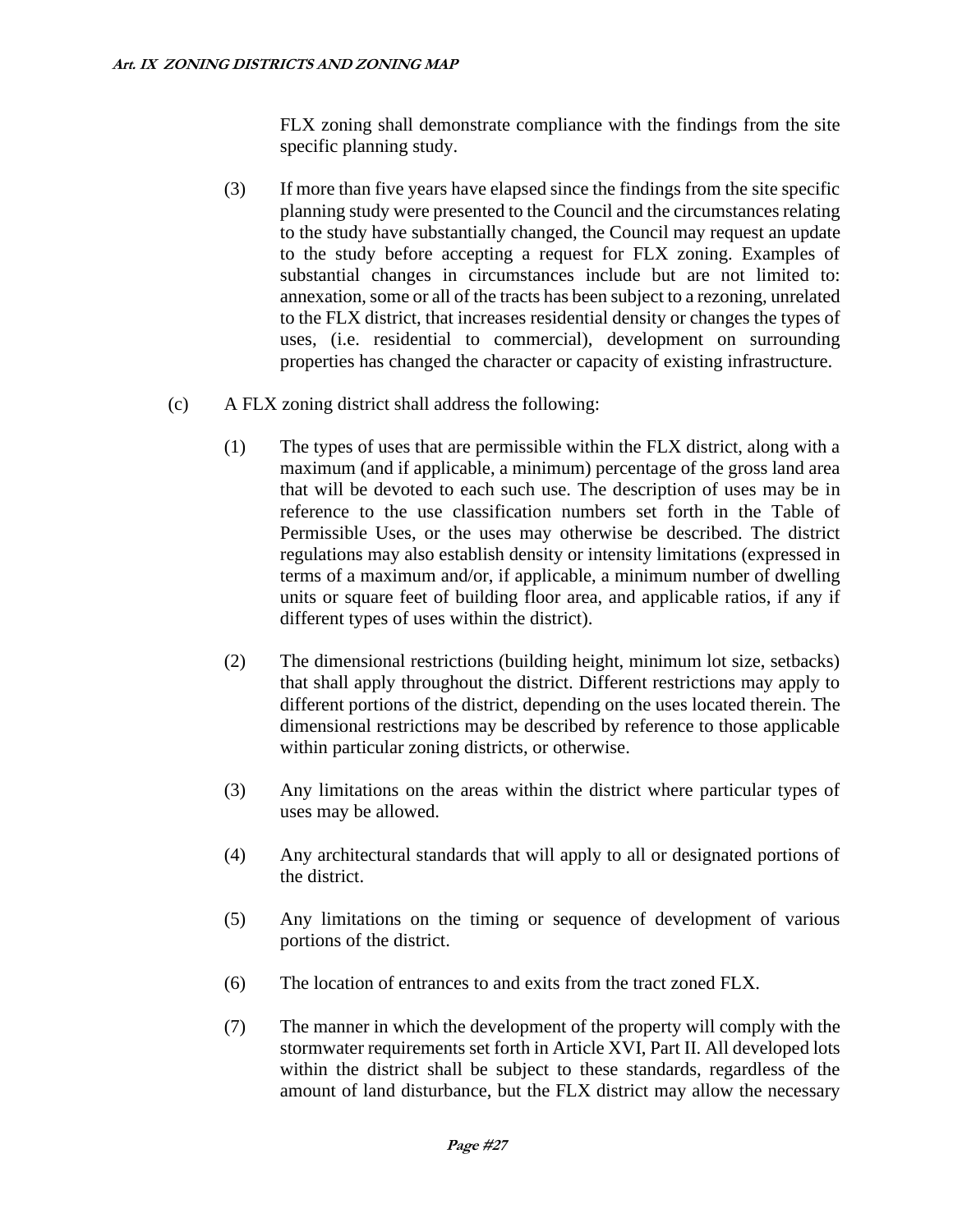FLX zoning shall demonstrate compliance with the findings from the site specific planning study.

(3) If more than five years have elapsed since the findings from the site specific planning study were presented to the Council and the circumstances relating to the study have substantially changed, the Council may request an update to the study before accepting a request for FLX zoning. Examples of substantial changes in circumstances include but are not limited to: annexation, some or all of the tracts has been subject to a rezoning, unrelated to the FLX district, that increases residential density or changes the types of uses, (i.e. residential to commercial), development on surrounding properties has changed the character or capacity of existing infrastructure.

(c) A FLX zoning district shall address the following:

(1) The types of uses that are permissible within the FLX district, along with a maximum (and if applicable, a minimum) percentage of the gross land area that will be devoted to each such use. The description of uses may be in reference to the use classification numbers set forth in the Table of Permissible Uses, or the uses may otherwise be described. The district regulations may also establish density or intensity limitations (expressed in terms of a maximum and/or, if applicable, a minimum number of dwelling units or square feet of building floor area, and applicable ratios, if any if different types of uses within the district).

(2) The dimensional restrictions (building height, minimum lot size, setbacks) that shall apply throughout the district. Different restrictions may apply to different portions of the district, depending on the uses located therein. The dimensional restrictions may be described by reference to those applicable within particular zoning districts, or otherwise.

(3) Any limitations on the areas within the district where particular types of uses may be allowed.

(4) Any architectural standards that will apply to all or designated portions of the district.

(5) Any limitations on the timing or sequence of development of various portions of the district.

(6) The location of entrances to and exits from the tract zoned FLX.

(7) The manner in which the development of the property will comply with the stormwater requirements set forth in Article XVI, Part II. All developed lots within the district shall be subject to these standards, regardless of the amount of land disturbance, but the FLX district may allow the necessary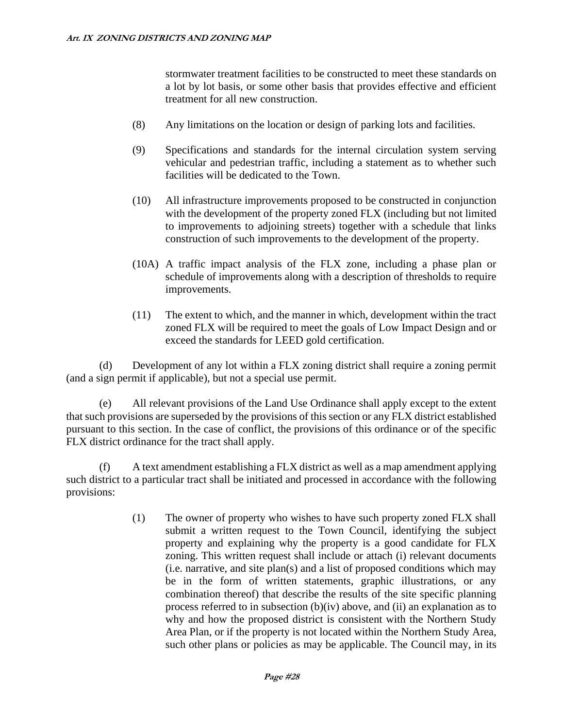stormwater treatment facilities to be constructed to meet these standards on a lot by lot basis, or some other basis that provides effective and efficient treatment for all new construction.

(8) Any limitations on the location or design of parking lots and facilities.

(9) Specifications and standards for the internal circulation system serving vehicular and pedestrian traffic, including a statement as to whether such facilities will be dedicated to the Town.

(10) All infrastructure improvements proposed to be constructed in conjunction with the development of the property zoned FLX (including but not limited to improvements to adjoining streets) together with a schedule that links construction of such improvements to the development of the property.

(10A) A traffic impact analysis of the FLX zone, including a phase plan or schedule of improvements along with a description of thresholds to require improvements.

(11) The extent to which, and the manner in which, development within the tract zoned FLX will be required to meet the goals of Low Impact Design and or exceed the standards for LEED gold certification.

(d) Development of any lot within a FLX zoning district shall require a zoning permit (and a sign permit if applicable), but not a special use permit.

(e) All relevant provisions of the Land Use Ordinance shall apply except to the extent that such provisions are superseded by the provisions of this section or any FLX district established pursuant to this section. In the case of conflict, the provisions of this ordinance or of the specific FLX district ordinance for the tract shall apply.

(f) A text amendment establishing a FLX district as well as a map amendment applying such district to a particular tract shall be initiated and processed in accordance with the following provisions:

(1) The owner of property who wishes to have such property zoned FLX shall submit a written request to the Town Council, identifying the subject property and explaining why the property is a good candidate for FLX zoning. This written request shall include or attach (i) relevant documents (i.e. narrative, and site plan(s) and a list of proposed conditions which may be in the form of written statements, graphic illustrations, or any combination thereof) that describe the results of the site specific planning process referred to in subsection (b)(iv) above, and (ii) an explanation as to why and how the proposed district is consistent with the Northern Study Area Plan, or if the property is not located within the Northern Study Area, such other plans or policies as may be applicable. The Council may, in its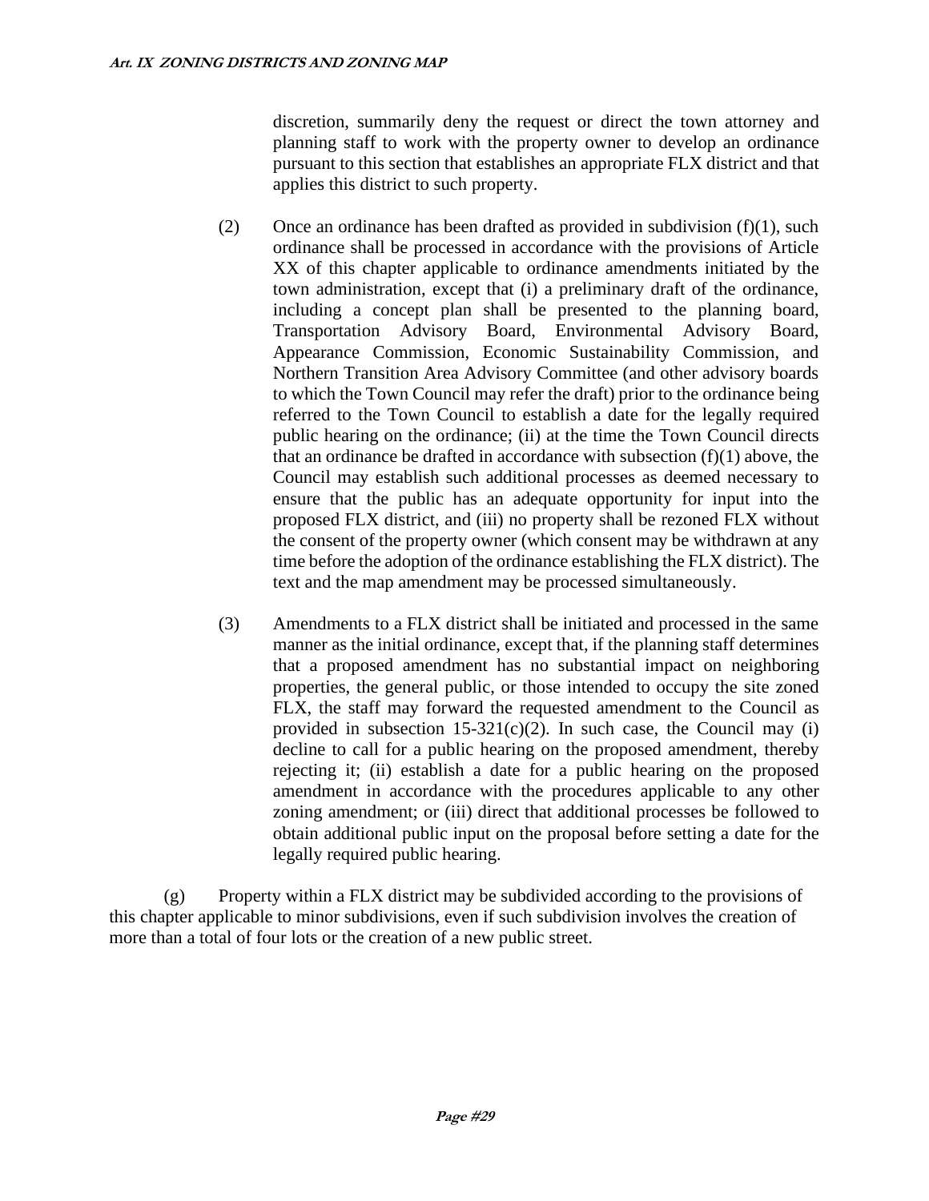discretion, summarily deny the request or direct the town attorney and planning staff to work with the property owner to develop an ordinance pursuant to this section that establishes an appropriate FLX district and that applies this district to such property.

(2) Once an ordinance has been drafted as provided in subdivision (f)(1), such ordinance shall be processed in accordance with the provisions of Article XX of this chapter applicable to ordinance amendments initiated by the town administration, except that (i) a preliminary draft of the ordinance, including a concept plan shall be presented to the planning board, Transportation Advisory Board, Environmental Advisory Board, Appearance Commission, Economic Sustainability Commission, and Northern Transition Area Advisory Committee (and other advisory boards to which the Town Council may refer the draft) prior to the ordinance being referred to the Town Council to establish a date for the legally required public hearing on the ordinance; (ii) at the time the Town Council directs that an ordinance be drafted in accordance with subsection (f)(1) above, the Council may establish such additional processes as deemed necessary to ensure that the public has an adequate opportunity for input into the proposed FLX district, and (iii) no property shall be rezoned FLX without the consent of the property owner (which consent may be withdrawn at any time before the adoption of the ordinance establishing the FLX district). The text and the map amendment may be processed simultaneously.

(3) Amendments to a FLX district shall be initiated and processed in the same manner as the initial ordinance, except that, if the planning staff determines that a proposed amendment has no substantial impact on neighboring properties, the general public, or those intended to occupy the site zoned FLX, the staff may forward the requested amendment to the Council as provided in subsection 15-321(c)(2). In such case, the Council may (i) decline to call for a public hearing on the proposed amendment, thereby rejecting it; (ii) establish a date for a public hearing on the proposed amendment in accordance with the procedures applicable to any other zoning amendment; or (iii) direct that additional processes be followed to obtain additional public input on the proposal before setting a date for the legally required public hearing.

(g) Property within a FLX district may be subdivided according to the provisions of this chapter applicable to minor subdivisions, even if such subdivision involves the creation of more than a total of four lots or the creation of a new public street.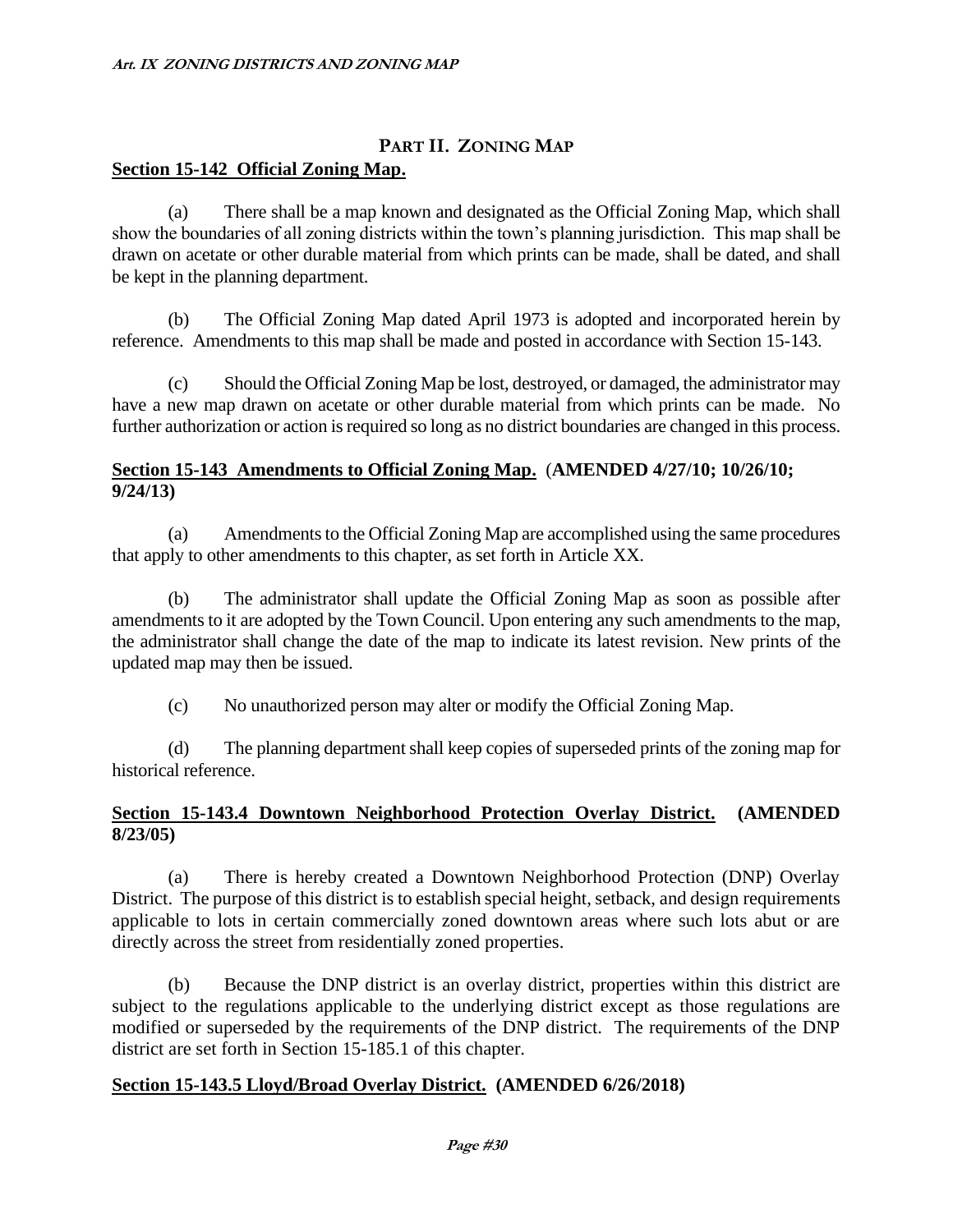## PART II. ZONING MAP

### Section 15-142 Official Zoning Map.

(a) There shall be a map known and designated as the Official Zoning Map, which shall show the boundaries of all zoning districts within the town's planning jurisdiction. This map shall be drawn on acetate or other durable material from which prints can be made, shall be dated, and shall be kept in the planning department.

(b) The Official Zoning Map dated April 1973 is adopted and incorporated herein by reference. Amendments to this map shall be made and posted in accordance with Section 15-143.

(c) Should the Official Zoning Map be lost, destroyed, or damaged, the administrator may have a new map drawn on acetate or other durable material from which prints can be made. No further authorization or action is required so long as no district boundaries are changed in this process.

### Section 15-143 Amendments to Official Zoning Map. (AMENDED 4/27/10; 10/26/10; 9/24/13)

(a) Amendments to the Official Zoning Map are accomplished using the same procedures that apply to other amendments to this chapter, as set forth in Article XX.

(b) The administrator shall update the Official Zoning Map as soon as possible after amendments to it are adopted by the Town Council. Upon entering any such amendments to the map, the administrator shall change the date of the map to indicate its latest revision. New prints of the updated map may then be issued.

(c) No unauthorized person may alter or modify the Official Zoning Map.

(d) The planning department shall keep copies of superseded prints of the zoning map for historical reference.

### Section 15-143.4 Downtown Neighborhood Protection Overlay District. (AMENDED 8/23/05)

(a) There is hereby created a Downtown Neighborhood Protection (DNP) Overlay District. The purpose of this district is to establish special height, setback, and design requirements applicable to lots in certain commercially zoned downtown areas where such lots abut or are directly across the street from residentially zoned properties.

(b) Because the DNP district is an overlay district, properties within this district are subject to the regulations applicable to the underlying district except as those regulations are modified or superseded by the requirements of the DNP district. The requirements of the DNP district are set forth in Section 15-185.1 of this chapter.

### Section 15-143.5 Lloyd/Broad Overlay District. (AMENDED 6/26/2018)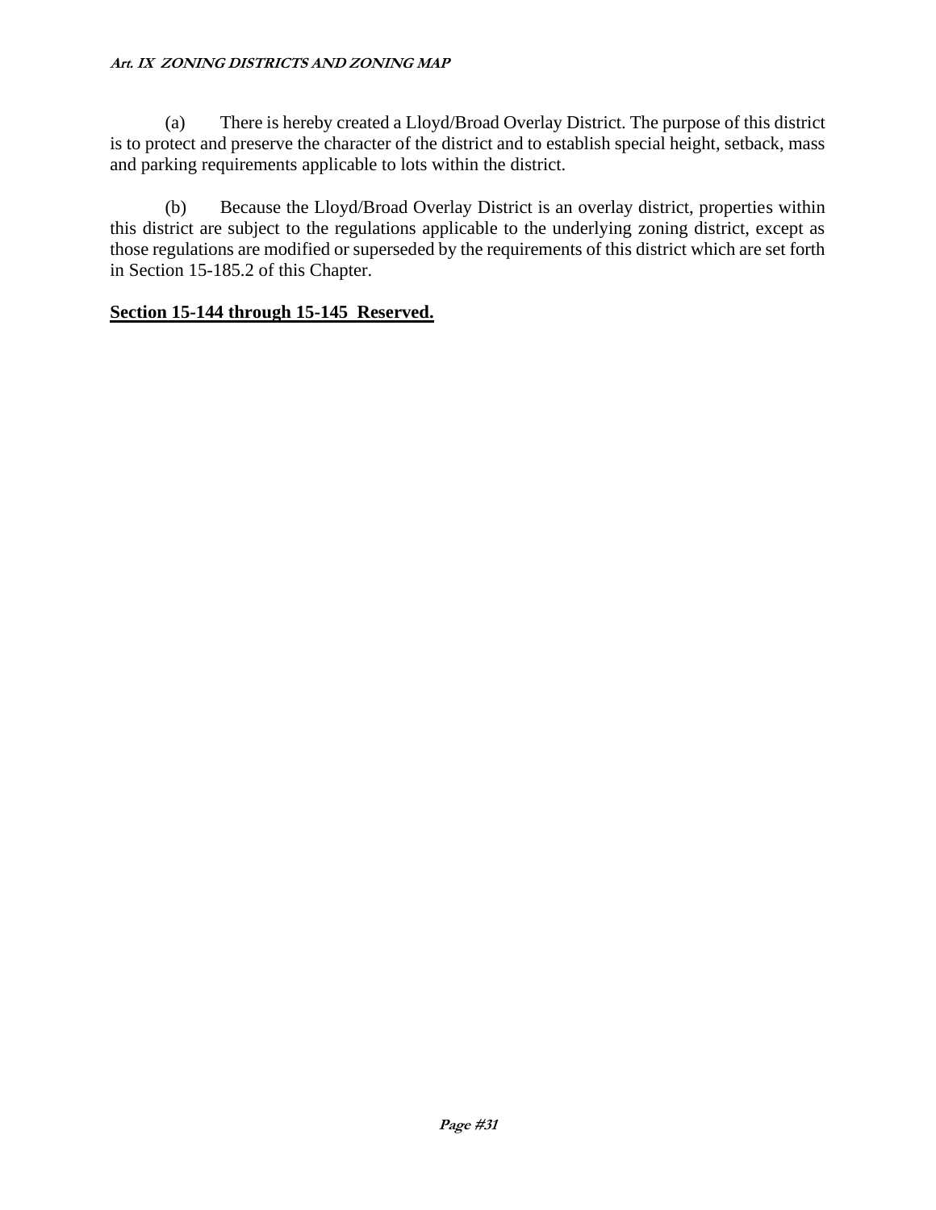(a) There is hereby created a Lloyd/Broad Overlay District. The purpose of this district is to protect and preserve the character of the district and to establish special height, setback, mass and parking requirements applicable to lots within the district.

(b) Because the Lloyd/Broad Overlay District is an overlay district, properties within this district are subject to the regulations applicable to the underlying zoning district, except as those regulations are modified or superseded by the requirements of this district which are set forth in Section 15-185.2 of this Chapter.

## Section 15-144 through 15-145 Reserved.